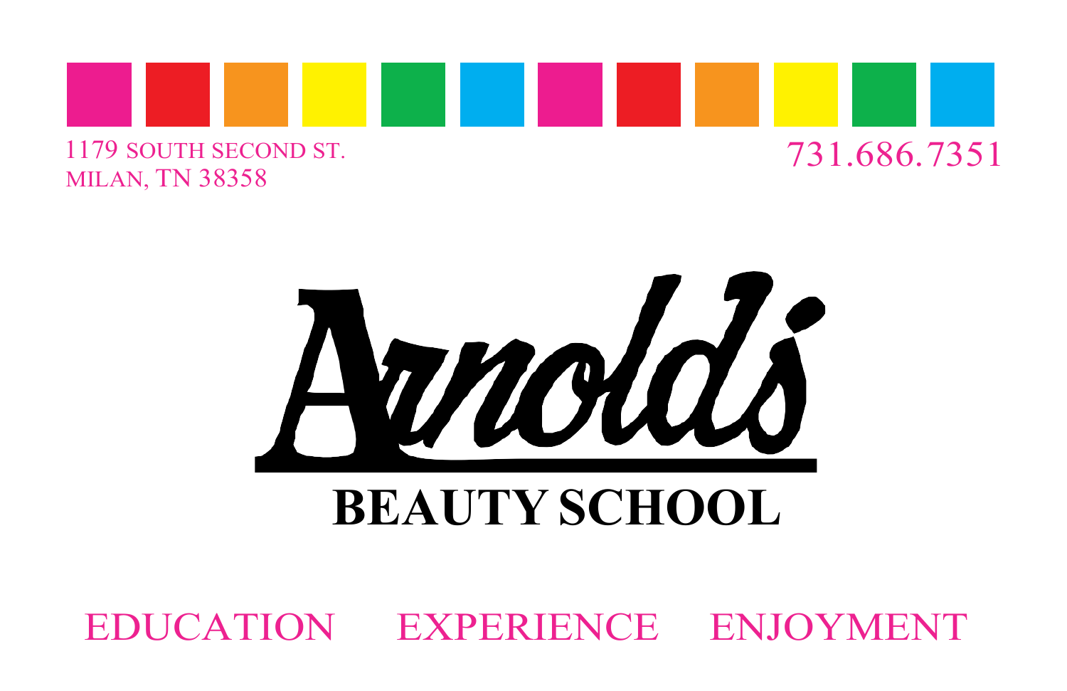1179 SOUTH SECOND ST.
MILAN, TN 38358

731.686.7351

# Arnold's

## BEAUTY SCHOOL

EDUCATION EXPERIENCE ENJOYMENT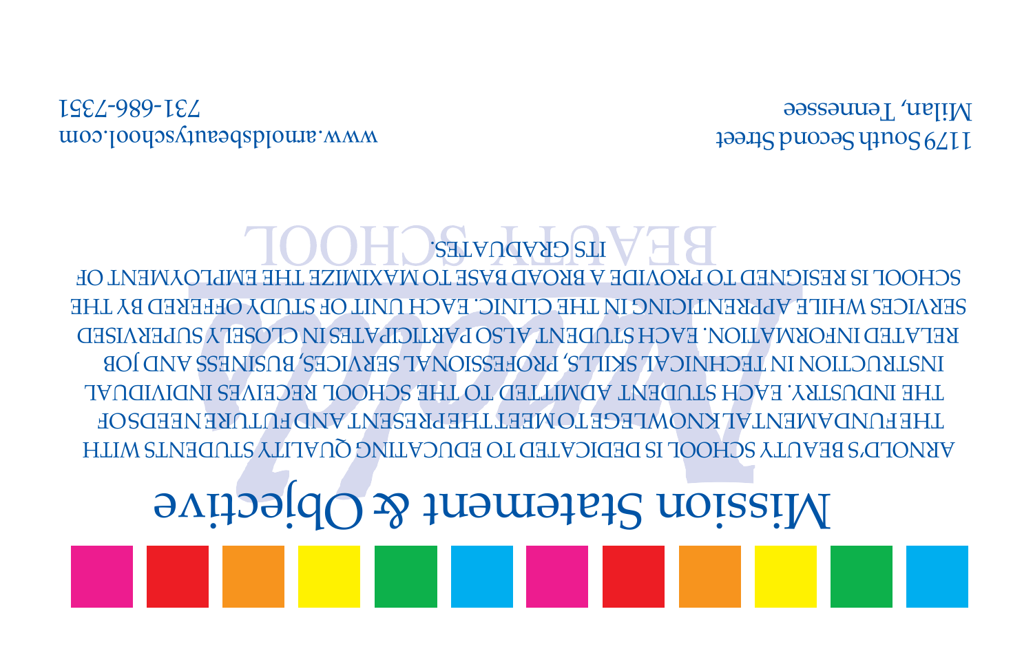1179 South Second Street
Milan, Tennessee

www.arnoldsbeautyschool.com
731-686-7351

# Mission Statement & Objective

ARNOLD'S BEAUTY SCHOOL IS DEDICATED TO EDUCATING QUALITY STUDENTS WITH THE FUNDAMENTAL KNOWLEGE TO MEET THE PRESENT AND FUTURE NEEDS OF THE INDUSTRY. EACH STUDENT ADMITTED TO THE SCHOOL RECEIVES INDIVIDUAL INSTRUCTION IN TECHNICAL SKILLS, PROFESSIONAL SERVICES, BUSINESS AND JOB RELATED INFORMATION. EACH STUDENT ALSO PARTICIPATES IN CLOSELY SUPERVISED SERVICES WHILE APPRENTICING IN THE CLINIC. EACH UNIT OF STUDY OFFERED BY THE SCHOOL IS RESIGNED TO PROVIDE A BROAD BASE TO MAXIMIZE THE EMPLOYMENT OF ITS GRADUATES.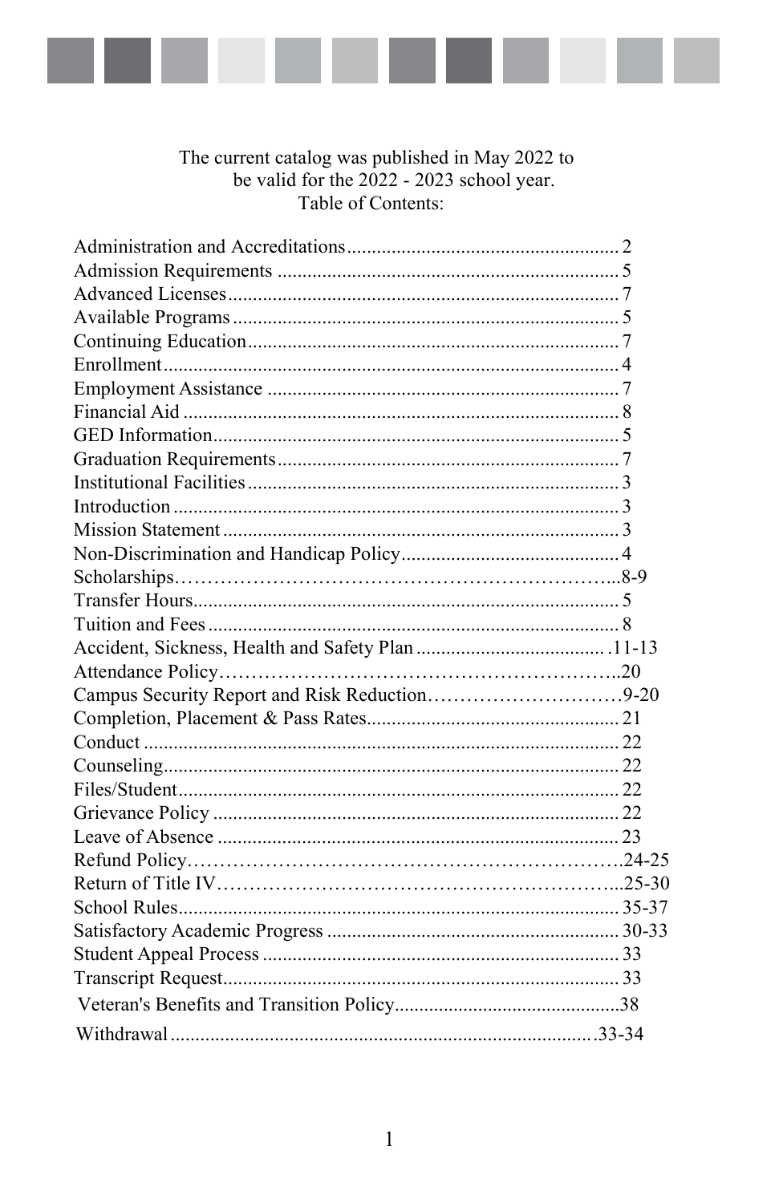The current catalog was published in May 2022 to be valid for the 2022 - 2023 school year.

Table of Contents:

| | |
|---|---|
| Administration and Accreditations | 2 |
| Admission Requirements | 5 |
| Advanced Licenses | 7 |
| Available Programs | 5 |
| Continuing Education | 7 |
| Enrollment | 4 |
| Employment Assistance | 7 |
| Financial Aid | 8 |
| GED Information | 5 |
| Graduation Requirements | 7 |
| Institutional Facilities | 3 |
| Introduction | 3 |
| Mission Statement | 3 |
| Non-Discrimination and Handicap Policy | 4 |
| Scholarships | 8-9 |
| Transfer Hours | 5 |
| Tuition and Fees | 8 |
| Accident, Sickness, Health and Safety Plan | 11-13 |
| Attendance Policy | 20 |
| Campus Security Report and Risk Reduction | 9-20 |
| Completion, Placement & Pass Rates | 21 |
| Conduct | 22 |
| Counseling | 22 |
| Files/Student | 22 |
| Grievance Policy | 22 |
| Leave of Absence | 23 |
| Refund Policy | 24-25 |
| Return of Title IV | 25-30 |
| School Rules | 35-37 |
| Satisfactory Academic Progress | 30-33 |
| Student Appeal Process | 33 |
| Transcript Request | 33 |
| Veteran's Benefits and Transition Policy | 38 |
| Withdrawal | 33-34 |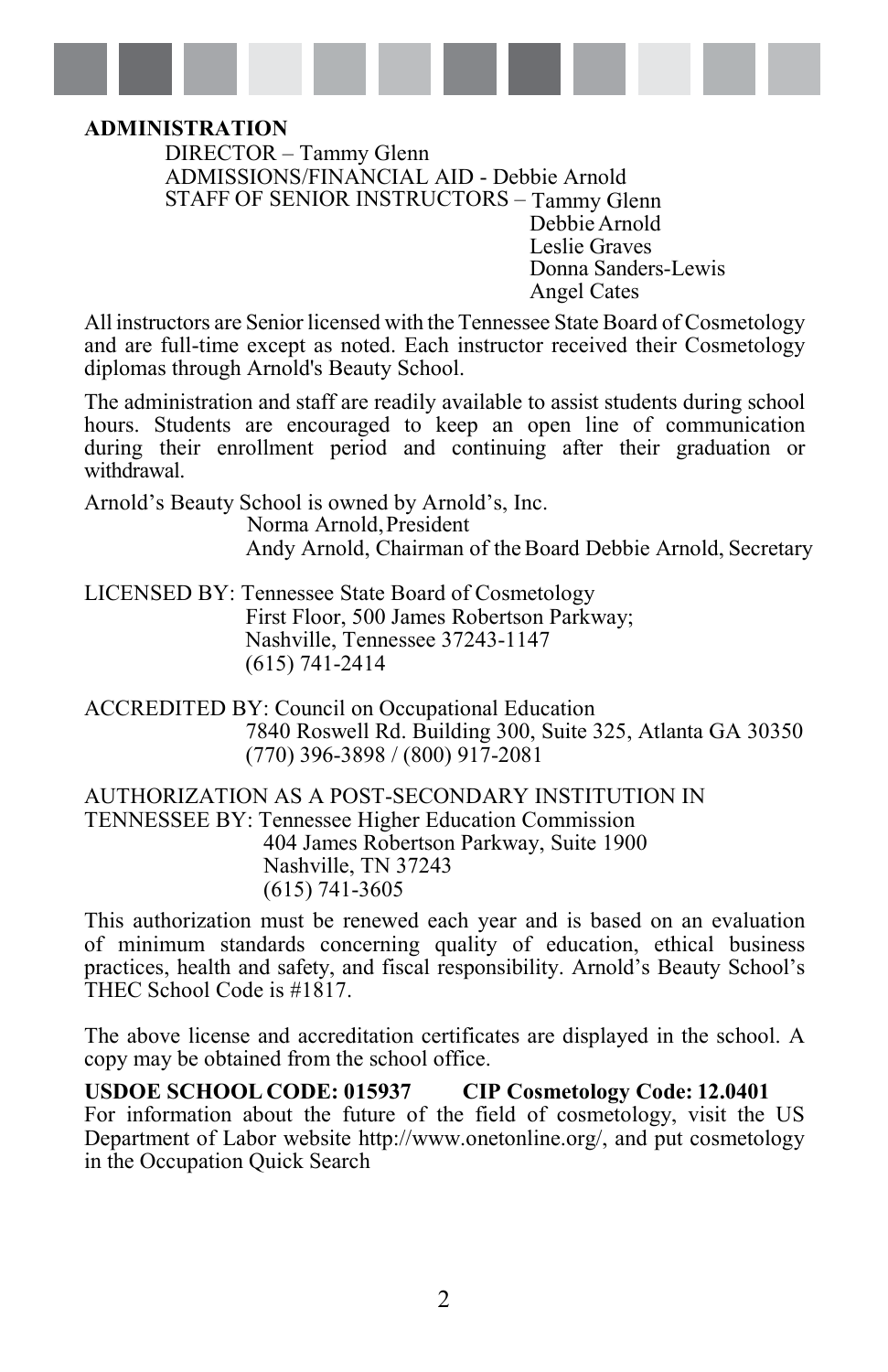**ADMINISTRATION**

DIRECTOR – Tammy Glenn
ADMISSIONS/FINANCIAL AID - Debbie Arnold
STAFF OF SENIOR INSTRUCTORS – Tammy Glenn
Debbie Arnold
Leslie Graves
Donna Sanders-Lewis
Angel Cates

All instructors are Senior licensed with the Tennessee State Board of Cosmetology and are full-time except as noted. Each instructor received their Cosmetology diplomas through Arnold's Beauty School.

The administration and staff are readily available to assist students during school hours. Students are encouraged to keep an open line of communication during their enrollment period and continuing after their graduation or withdrawal.

Arnold's Beauty School is owned by Arnold's, Inc.
Norma Arnold, President
Andy Arnold, Chairman of the Board Debbie Arnold, Secretary

LICENSED BY: Tennessee State Board of Cosmetology
First Floor, 500 James Robertson Parkway;
Nashville, Tennessee 37243-1147
(615) 741-2414

ACCREDITED BY: Council on Occupational Education
7840 Roswell Rd. Building 300, Suite 325, Atlanta GA 30350
(770) 396-3898 / (800) 917-2081

AUTHORIZATION AS A POST-SECONDARY INSTITUTION IN TENNESSEE BY: Tennessee Higher Education Commission
404 James Robertson Parkway, Suite 1900
Nashville, TN 37243
(615) 741-3605

This authorization must be renewed each year and is based on an evaluation of minimum standards concerning quality of education, ethical business practices, health and safety, and fiscal responsibility. Arnold's Beauty School's THEC School Code is #1817.

The above license and accreditation certificates are displayed in the school. A copy may be obtained from the school office.

**USDOE SCHOOL CODE: 015937 CIP Cosmetology Code: 12.0401**
For information about the future of the field of cosmetology, visit the US Department of Labor website http://www.onetonline.org/, and put cosmetology in the Occupation Quick Search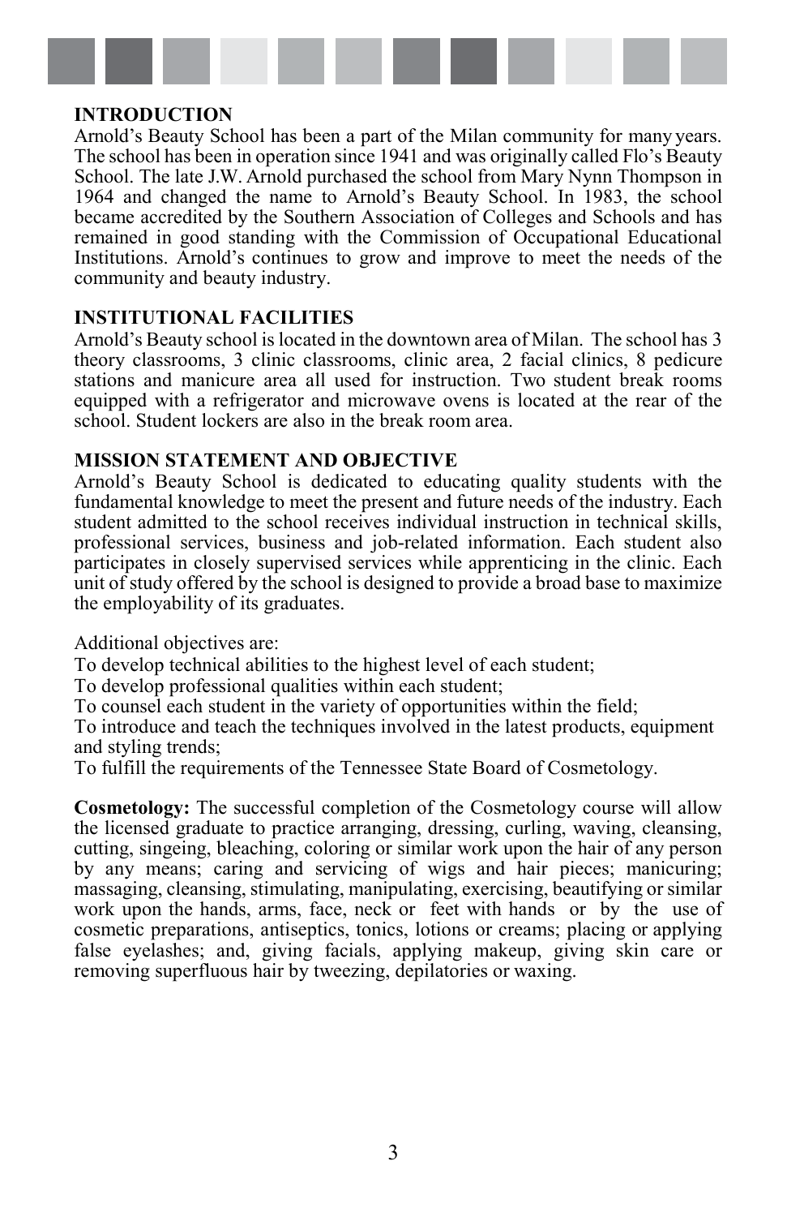## INTRODUCTION

Arnold's Beauty School has been a part of the Milan community for many years. The school has been in operation since 1941 and was originally called Flo's Beauty School. The late J.W. Arnold purchased the school from Mary Nynn Thompson in 1964 and changed the name to Arnold's Beauty School. In 1983, the school became accredited by the Southern Association of Colleges and Schools and has remained in good standing with the Commission of Occupational Educational Institutions. Arnold's continues to grow and improve to meet the needs of the community and beauty industry.

## INSTITUTIONAL FACILITIES

Arnold's Beauty school is located in the downtown area of Milan. The school has 3 theory classrooms, 3 clinic classrooms, clinic area, 2 facial clinics, 8 pedicure stations and manicure area all used for instruction. Two student break rooms equipped with a refrigerator and microwave ovens is located at the rear of the school. Student lockers are also in the break room area.

## MISSION STATEMENT AND OBJECTIVE

Arnold's Beauty School is dedicated to educating quality students with the fundamental knowledge to meet the present and future needs of the industry. Each student admitted to the school receives individual instruction in technical skills, professional services, business and job-related information. Each student also participates in closely supervised services while apprenticing in the clinic. Each unit of study offered by the school is designed to provide a broad base to maximize the employability of its graduates.

Additional objectives are:

To develop technical abilities to the highest level of each student;

To develop professional qualities within each student;

To counsel each student in the variety of opportunities within the field;

To introduce and teach the techniques involved in the latest products, equipment and styling trends;

To fulfill the requirements of the Tennessee State Board of Cosmetology.

**Cosmetology:** The successful completion of the Cosmetology course will allow the licensed graduate to practice arranging, dressing, curling, waving, cleansing, cutting, singeing, bleaching, coloring or similar work upon the hair of any person by any means; caring and servicing of wigs and hair pieces; manicuring; massaging, cleansing, stimulating, manipulating, exercising, beautifying or similar work upon the hands, arms, face, neck or feet with hands or by the use of cosmetic preparations, antiseptics, tonics, lotions or creams; placing or applying false eyelashes; and, giving facials, applying makeup, giving skin care or removing superfluous hair by tweezing, depilatories or waxing.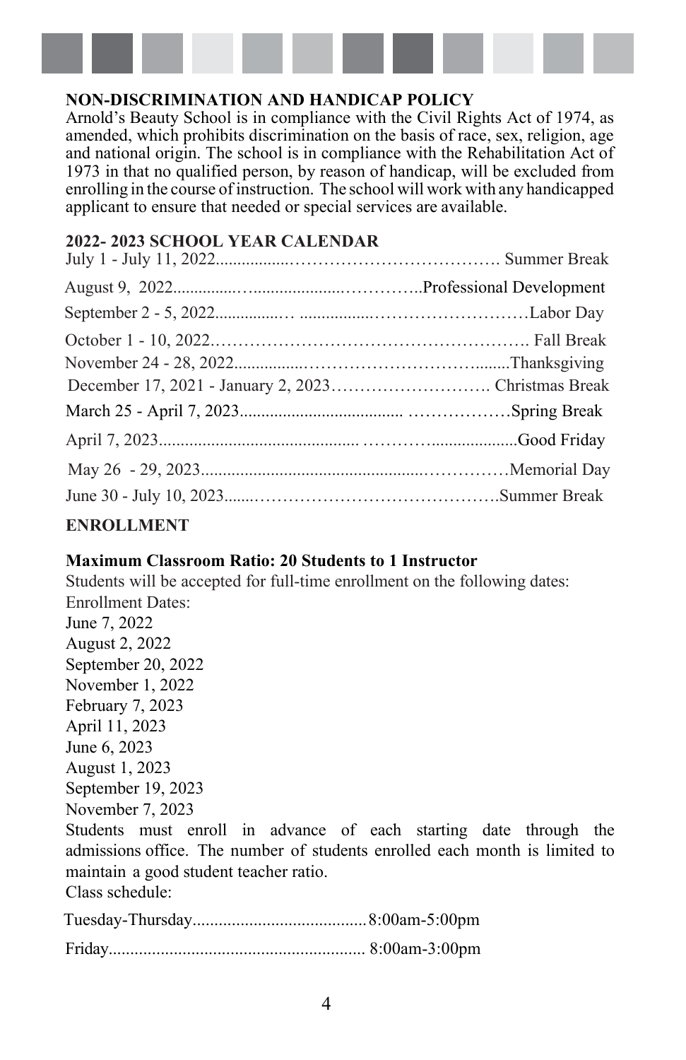## NON-DISCRIMINATION AND HANDICAP POLICY

Arnold's Beauty School is in compliance with the Civil Rights Act of 1974, as amended, which prohibits discrimination on the basis of race, sex, religion, age and national origin. The school is in compliance with the Rehabilitation Act of 1973 in that no qualified person, by reason of handicap, will be excluded from enrolling in the course of instruction. The school will work with any handicapped applicant to ensure that needed or special services are available.

## 2022- 2023 SCHOOL YEAR CALENDAR

| Dates | Event |
|---|---|
| July 1 - July 11, 2022 | Summer Break |
| August 9, 2022 | Professional Development |
| September 2 - 5, 2022 | Labor Day |
| October 1 - 10, 2022 | Fall Break |
| November 24 - 28, 2022 | Thanksgiving |
| December 17, 2021 - January 2, 2023 | Christmas Break |
| March 25 - April 7, 2023 | Spring Break |
| April 7, 2023 | Good Friday |
| May 26 - 29, 2023 | Memorial Day |
| June 30 - July 10, 2023 | Summer Break |

## ENROLLMENT

**Maximum Classroom Ratio: 20 Students to 1 Instructor**

Students will be accepted for full-time enrollment on the following dates:

Enrollment Dates:

June 7, 2022
August 2, 2022
September 20, 2022
November 1, 2022
February 7, 2023
April 11, 2023
June 6, 2023
August 1, 2023
September 19, 2023
November 7, 2023

Students must enroll in advance of each starting date through the admissions office. The number of students enrolled each month is limited to maintain a good student teacher ratio.

Class schedule:

| Days | Hours |
|---|---|
| Tuesday-Thursday | 8:00am-5:00pm |
| Friday | 8:00am-3:00pm |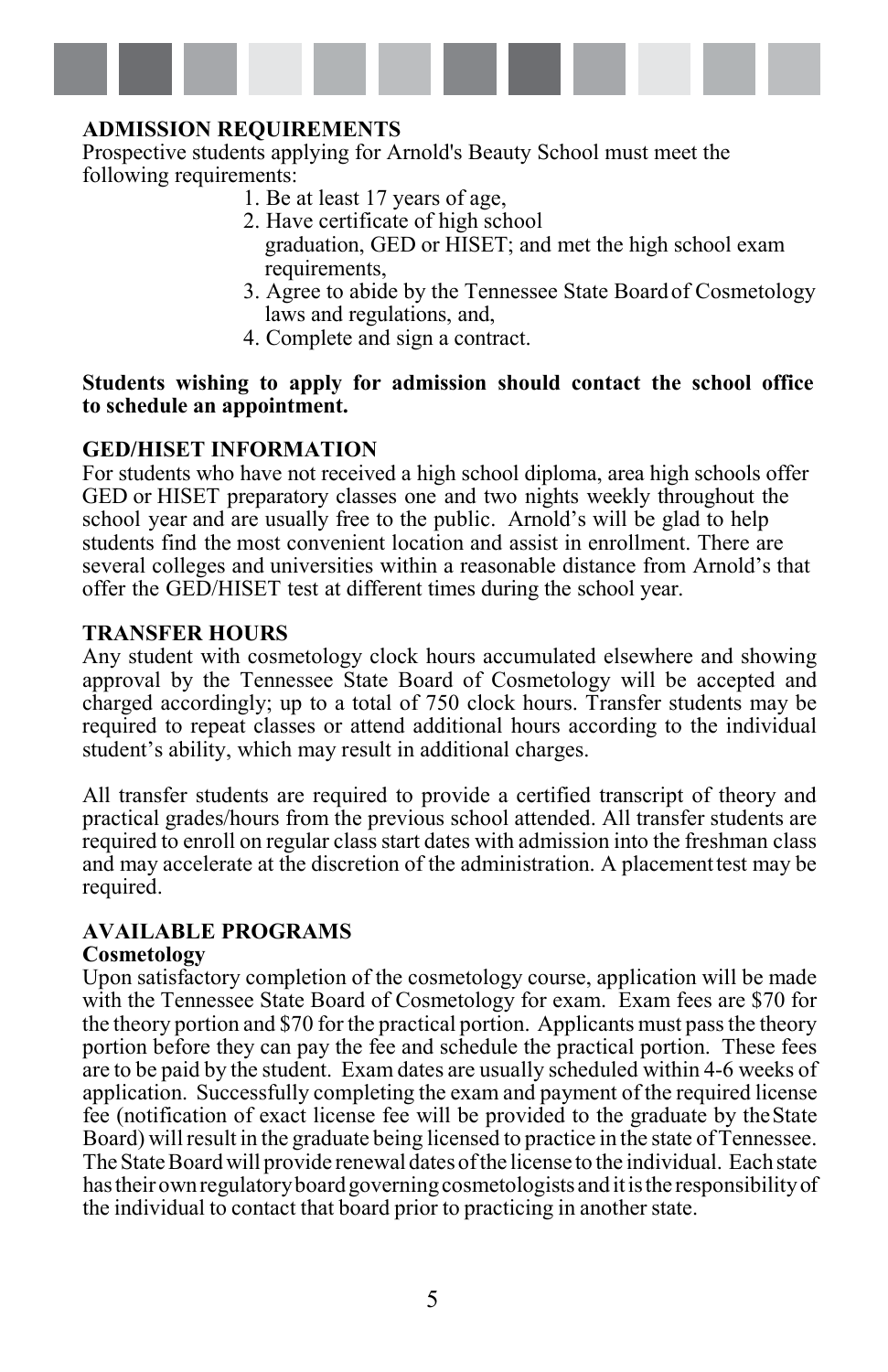## ADMISSION REQUIREMENTS

Prospective students applying for Arnold's Beauty School must meet the following requirements:

1. Be at least 17 years of age,
2. Have certificate of high school graduation, GED or HISET; and met the high school exam requirements,
3. Agree to abide by the Tennessee State Board of Cosmetology laws and regulations, and,
4. Complete and sign a contract.

**Students wishing to apply for admission should contact the school office to schedule an appointment.**

## GED/HISET INFORMATION

For students who have not received a high school diploma, area high schools offer GED or HISET preparatory classes one and two nights weekly throughout the school year and are usually free to the public. Arnold's will be glad to help students find the most convenient location and assist in enrollment. There are several colleges and universities within a reasonable distance from Arnold's that offer the GED/HISET test at different times during the school year.

## TRANSFER HOURS

Any student with cosmetology clock hours accumulated elsewhere and showing approval by the Tennessee State Board of Cosmetology will be accepted and charged accordingly; up to a total of 750 clock hours. Transfer students may be required to repeat classes or attend additional hours according to the individual student's ability, which may result in additional charges.

All transfer students are required to provide a certified transcript of theory and practical grades/hours from the previous school attended. All transfer students are required to enroll on regular class start dates with admission into the freshman class and may accelerate at the discretion of the administration. A placement test may be required.

## AVAILABLE PROGRAMS

### Cosmetology

Upon satisfactory completion of the cosmetology course, application will be made with the Tennessee State Board of Cosmetology for exam. Exam fees are $70 for the theory portion and $70 for the practical portion. Applicants must pass the theory portion before they can pay the fee and schedule the practical portion. These fees are to be paid by the student. Exam dates are usually scheduled within 4-6 weeks of application. Successfully completing the exam and payment of the required license fee (notification of exact license fee will be provided to the graduate by the State Board) will result in the graduate being licensed to practice in the state of Tennessee. The State Board will provide renewal dates of the license to the individual. Each state has their own regulatory board governing cosmetologists and it is the responsibility of the individual to contact that board prior to practicing in another state.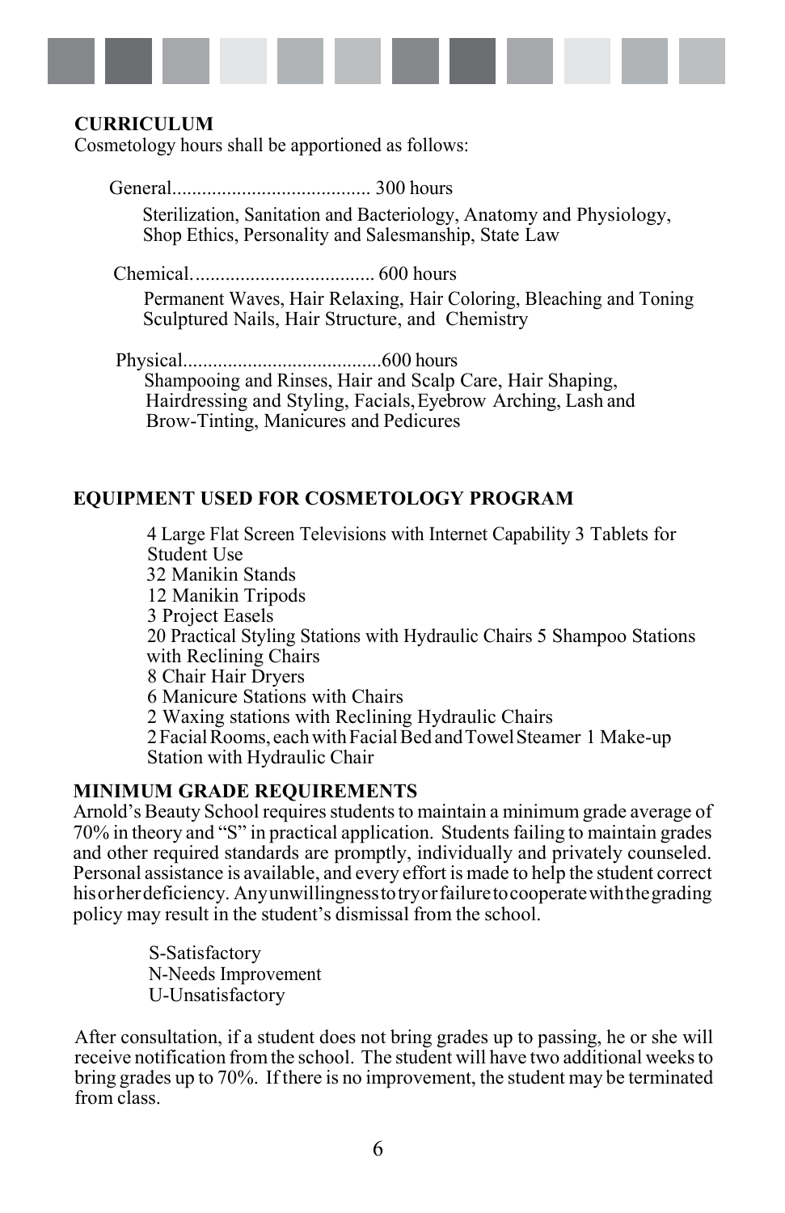## CURRICULUM

Cosmetology hours shall be apportioned as follows:

General........................................ 300 hours

Sterilization, Sanitation and Bacteriology, Anatomy and Physiology, Shop Ethics, Personality and Salesmanship, State Law

Chemical.................................... 600 hours

Permanent Waves, Hair Relaxing, Hair Coloring, Bleaching and Toning Sculptured Nails, Hair Structure, and Chemistry

Physical.......................................600 hours

Shampooing and Rinses, Hair and Scalp Care, Hair Shaping, Hairdressing and Styling, Facials, Eyebrow Arching, Lash and Brow-Tinting, Manicures and Pedicures

## EQUIPMENT USED FOR COSMETOLOGY PROGRAM

4 Large Flat Screen Televisions with Internet Capability 3 Tablets for Student Use
32 Manikin Stands
12 Manikin Tripods
3 Project Easels
20 Practical Styling Stations with Hydraulic Chairs 5 Shampoo Stations with Reclining Chairs
8 Chair Hair Dryers
6 Manicure Stations with Chairs
2 Waxing stations with Reclining Hydraulic Chairs
2 Facial Rooms, each with Facial Bed and Towel Steamer 1 Make-up Station with Hydraulic Chair

## MINIMUM GRADE REQUIREMENTS

Arnold's Beauty School requires students to maintain a minimum grade average of 70% in theory and "S" in practical application. Students failing to maintain grades and other required standards are promptly, individually and privately counseled. Personal assistance is available, and every effort is made to help the student correct his or her deficiency. Any unwillingness to try or failure to cooperate with the grading policy may result in the student's dismissal from the school.

S-Satisfactory
N-Needs Improvement
U-Unsatisfactory

After consultation, if a student does not bring grades up to passing, he or she will receive notification from the school. The student will have two additional weeks to bring grades up to 70%. If there is no improvement, the student may be terminated from class.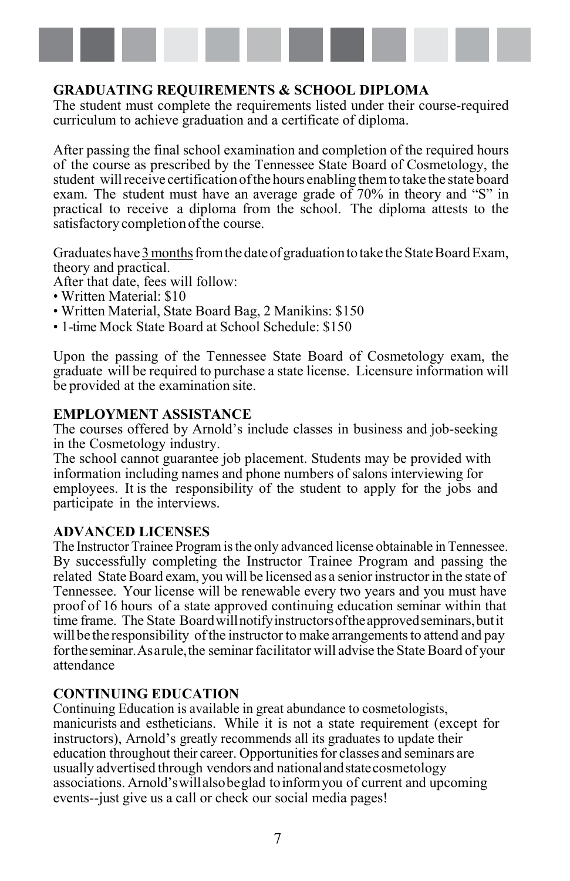## GRADUATING REQUIREMENTS & SCHOOL DIPLOMA

The student must complete the requirements listed under their course-required curriculum to achieve graduation and a certificate of diploma.

After passing the final school examination and completion of the required hours of the course as prescribed by the Tennessee State Board of Cosmetology, the student will receive certification of the hours enabling them to take the state board exam. The student must have an average grade of 70% in theory and “S” in practical to receive a diploma from the school. The diploma attests to the satisfactory completion of the course.

Graduates have 3 months from the date of graduation to take the State Board Exam, theory and practical.
After that date, fees will follow:

- Written Material: $10
- Written Material, State Board Bag, 2 Manikins: $150
- 1-time Mock State Board at School Schedule: $150

Upon the passing of the Tennessee State Board of Cosmetology exam, the graduate will be required to purchase a state license. Licensure information will be provided at the examination site.

## EMPLOYMENT ASSISTANCE

The courses offered by Arnold’s include classes in business and job-seeking in the Cosmetology industry.
The school cannot guarantee job placement. Students may be provided with information including names and phone numbers of salons interviewing for employees. It is the responsibility of the student to apply for the jobs and participate in the interviews.

## ADVANCED LICENSES

The Instructor Trainee Program is the only advanced license obtainable in Tennessee. By successfully completing the Instructor Trainee Program and passing the related State Board exam, you will be licensed as a senior instructor in the state of Tennessee. Your license will be renewable every two years and you must have proof of 16 hours of a state approved continuing education seminar within that time frame. The State Board will notify instructors of the approved seminars, but it will be the responsibility of the instructor to make arrangements to attend and pay for the seminar. As a rule, the seminar facilitator will advise the State Board of your attendance

## CONTINUING EDUCATION

Continuing Education is available in great abundance to cosmetologists, manicurists and estheticians. While it is not a state requirement (except for instructors), Arnold’s greatly recommends all its graduates to update their education throughout their career. Opportunities for classes and seminars are usually advertised through vendors and national and state cosmetology associations. Arnold’s will also be glad to inform you of current and upcoming events--just give us a call or check our social media pages!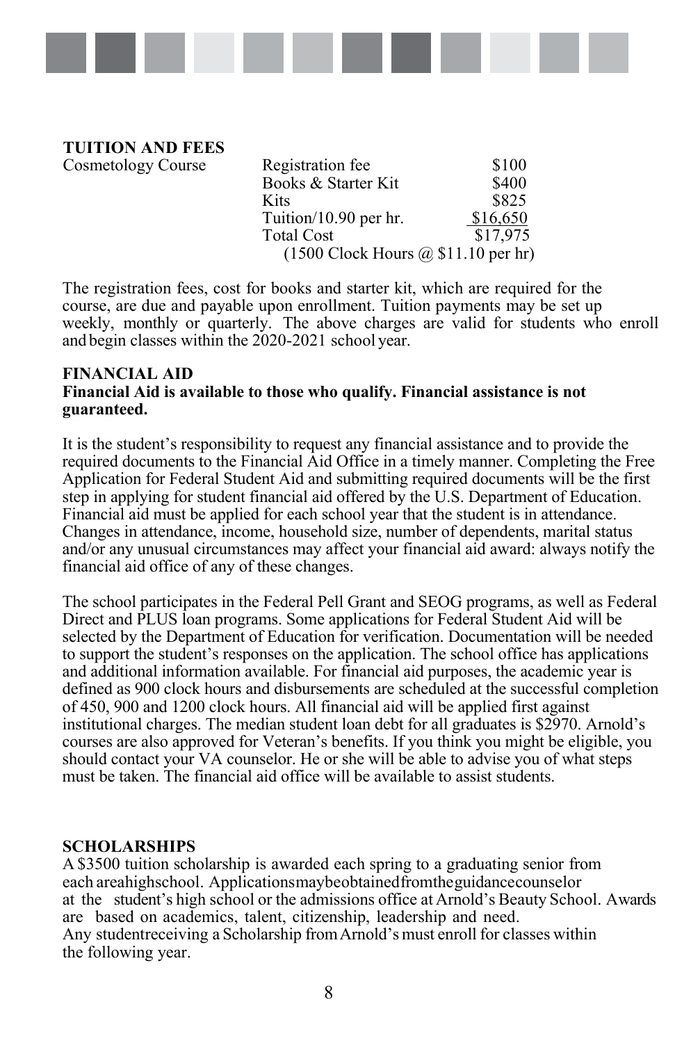## TUITION AND FEES

| Cosmetology Course | | |
|---|---|---|
| | Registration fee | $100 |
| | Books & Starter Kit | $400 |
| | Kits | $825 |
| | Tuition/10.90 per hr. | $16,650 |
| | Total Cost | $17,975 |
| | (1500 Clock Hours @ $11.10 per hr) | |

The registration fees, cost for books and starter kit, which are required for the course, are due and payable upon enrollment. Tuition payments may be set up weekly, monthly or quarterly. The above charges are valid for students who enroll and begin classes within the 2020-2021 school year.

## FINANCIAL AID

**Financial Aid is available to those who qualify. Financial assistance is not guaranteed.**

It is the student's responsibility to request any financial assistance and to provide the required documents to the Financial Aid Office in a timely manner. Completing the Free Application for Federal Student Aid and submitting required documents will be the first step in applying for student financial aid offered by the U.S. Department of Education. Financial aid must be applied for each school year that the student is in attendance. Changes in attendance, income, household size, number of dependents, marital status and/or any unusual circumstances may affect your financial aid award: always notify the financial aid office of any of these changes.

The school participates in the Federal Pell Grant and SEOG programs, as well as Federal Direct and PLUS loan programs. Some applications for Federal Student Aid will be selected by the Department of Education for verification. Documentation will be needed to support the student's responses on the application. The school office has applications and additional information available. For financial aid purposes, the academic year is defined as 900 clock hours and disbursements are scheduled at the successful completion of 450, 900 and 1200 clock hours. All financial aid will be applied first against institutional charges. The median student loan debt for all graduates is $2970. Arnold's courses are also approved for Veteran's benefits. If you think you might be eligible, you should contact your VA counselor. He or she will be able to advise you of what steps must be taken. The financial aid office will be available to assist students.

## SCHOLARSHIPS

A $3500 tuition scholarship is awarded each spring to a graduating senior from each area high school. Applications may be obtained from the guidance counselor at the student's high school or the admissions office at Arnold's Beauty School. Awards are based on academics, talent, citizenship, leadership and need. Any student receiving a Scholarship from Arnold's must enroll for classes within the following year.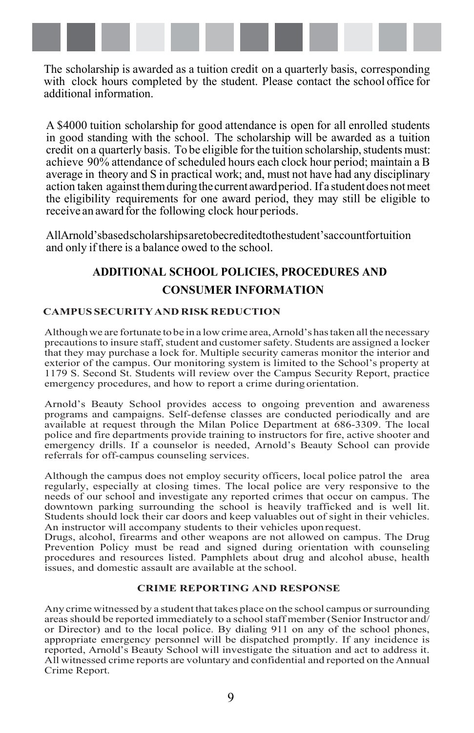The scholarship is awarded as a tuition credit on a quarterly basis, corresponding with clock hours completed by the student. Please contact the school office for additional information.

A $4000 tuition scholarship for good attendance is open for all enrolled students in good standing with the school. The scholarship will be awarded as a tuition credit on a quarterly basis. To be eligible for the tuition scholarship, students must: achieve 90% attendance of scheduled hours each clock hour period; maintain a B average in theory and S in practical work; and, must not have had any disciplinary action taken against them during the current award period. If a student does not meet the eligibility requirements for one award period, they may still be eligible to receive an award for the following clock hour periods.

AllArnold'sbasedscholarshipsaretobecreditedtothestudent'saccountfortuition and only if there is a balance owed to the school.

## ADDITIONAL SCHOOL POLICIES, PROCEDURES AND CONSUMER INFORMATION

### CAMPUS SECURITY AND RISK REDUCTION

Although we are fortunate to be in a low crime area, Arnold's has taken all the necessary precautions to insure staff, student and customer safety. Students are assigned a locker that they may purchase a lock for. Multiple security cameras monitor the interior and exterior of the campus. Our monitoring system is limited to the School's property at 1179 S. Second St. Students will review over the Campus Security Report, practice emergency procedures, and how to report a crime during orientation.

Arnold's Beauty School provides access to ongoing prevention and awareness programs and campaigns. Self-defense classes are conducted periodically and are available at request through the Milan Police Department at 686-3309. The local police and fire departments provide training to instructors for fire, active shooter and emergency drills. If a counselor is needed, Arnold's Beauty School can provide referrals for off-campus counseling services.

Although the campus does not employ security officers, local police patrol the area regularly, especially at closing times. The local police are very responsive to the needs of our school and investigate any reported crimes that occur on campus. The downtown parking surrounding the school is heavily trafficked and is well lit. Students should lock their car doors and keep valuables out of sight in their vehicles. An instructor will accompany students to their vehicles upon request.
Drugs, alcohol, firearms and other weapons are not allowed on campus. The Drug Prevention Policy must be read and signed during orientation with counseling procedures and resources listed. Pamphlets about drug and alcohol abuse, health issues, and domestic assault are available at the school.

### CRIME REPORTING AND RESPONSE

Any crime witnessed by a student that takes place on the school campus or surrounding areas should be reported immediately to a school staff member (Senior Instructor and/or Director) and to the local police. By dialing 911 on any of the school phones, appropriate emergency personnel will be dispatched promptly. If any incidence is reported, Arnold's Beauty School will investigate the situation and act to address it. All witnessed crime reports are voluntary and confidential and reported on the Annual Crime Report.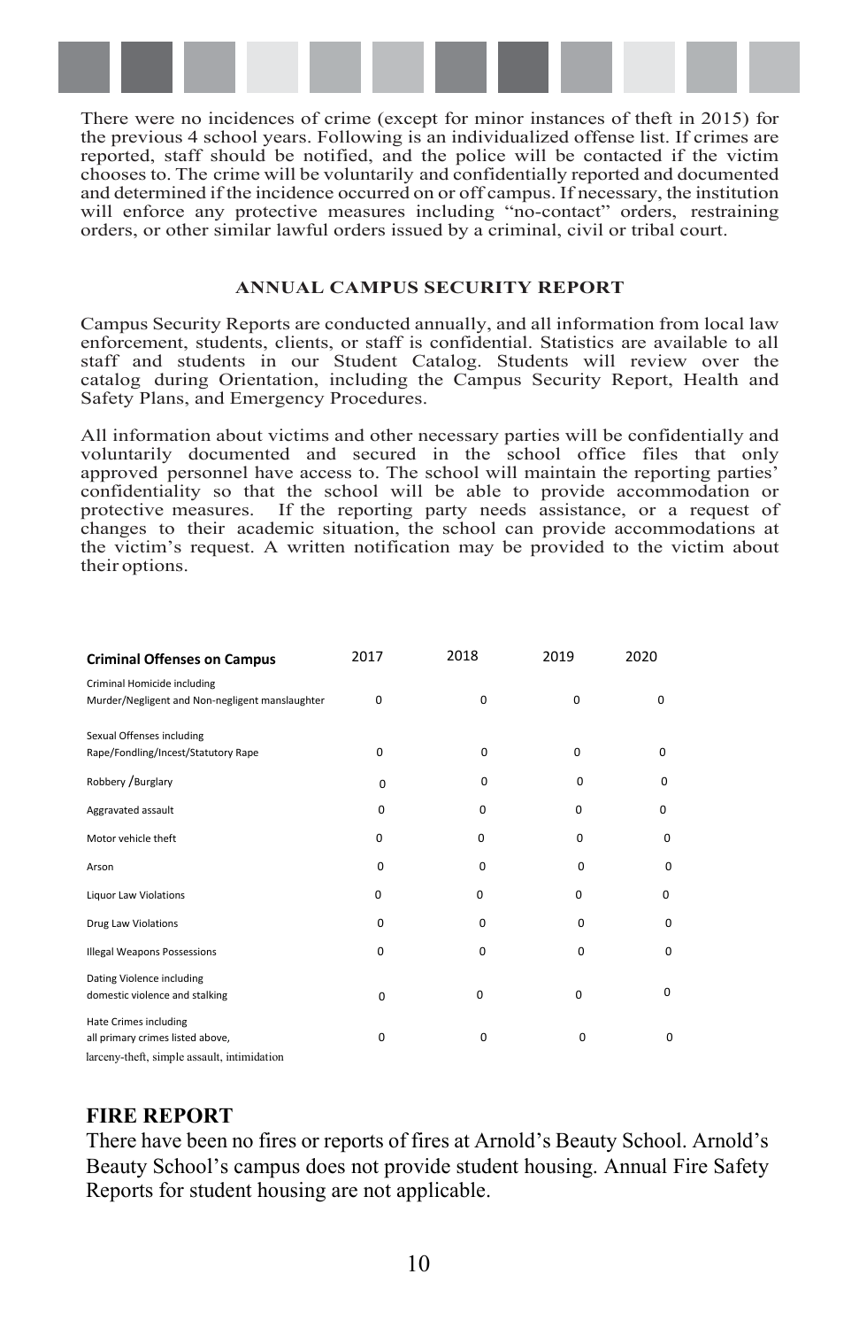There were no incidences of crime (except for minor instances of theft in 2015) for the previous 4 school years. Following is an individualized offense list. If crimes are reported, staff should be notified, and the police will be contacted if the victim chooses to. The crime will be voluntarily and confidentially reported and documented and determined if the incidence occurred on or off campus. If necessary, the institution will enforce any protective measures including "no-contact" orders, restraining orders, or other similar lawful orders issued by a criminal, civil or tribal court.

### ANNUAL CAMPUS SECURITY REPORT

Campus Security Reports are conducted annually, and all information from local law enforcement, students, clients, or staff is confidential. Statistics are available to all staff and students in our Student Catalog. Students will review over the catalog during Orientation, including the Campus Security Report, Health and Safety Plans, and Emergency Procedures.

All information about victims and other necessary parties will be confidentially and voluntarily documented and secured in the school office files that only approved personnel have access to. The school will maintain the reporting parties' confidentiality so that the school will be able to provide accommodation or protective measures. If the reporting party needs assistance, or a request of changes to their academic situation, the school can provide accommodations at the victim's request. A written notification may be provided to the victim about their options.

| Criminal Offenses on Campus | 2017 | 2018 | 2019 | 2020 |
|---|---|---|---|---|
| Criminal Homicide including Murder/Negligent and Non-negligent manslaughter | 0 | 0 | 0 | 0 |
| Sexual Offenses including Rape/Fondling/Incest/Statutory Rape | 0 | 0 | 0 | 0 |
| Robbery /Burglary | 0 | 0 | 0 | 0 |
| Aggravated assault | 0 | 0 | 0 | 0 |
| Motor vehicle theft | 0 | 0 | 0 | 0 |
| Arson | 0 | 0 | 0 | 0 |
| Liquor Law Violations | 0 | 0 | 0 | 0 |
| Drug Law Violations | 0 | 0 | 0 | 0 |
| Illegal Weapons Possessions | 0 | 0 | 0 | 0 |
| Dating Violence including domestic violence and stalking | 0 | 0 | 0 | 0 |
| Hate Crimes including all primary crimes listed above, larceny-theft, simple assault, intimidation | 0 | 0 | 0 | 0 |

## FIRE REPORT

There have been no fires or reports of fires at Arnold's Beauty School. Arnold's Beauty School's campus does not provide student housing. Annual Fire Safety Reports for student housing are not applicable.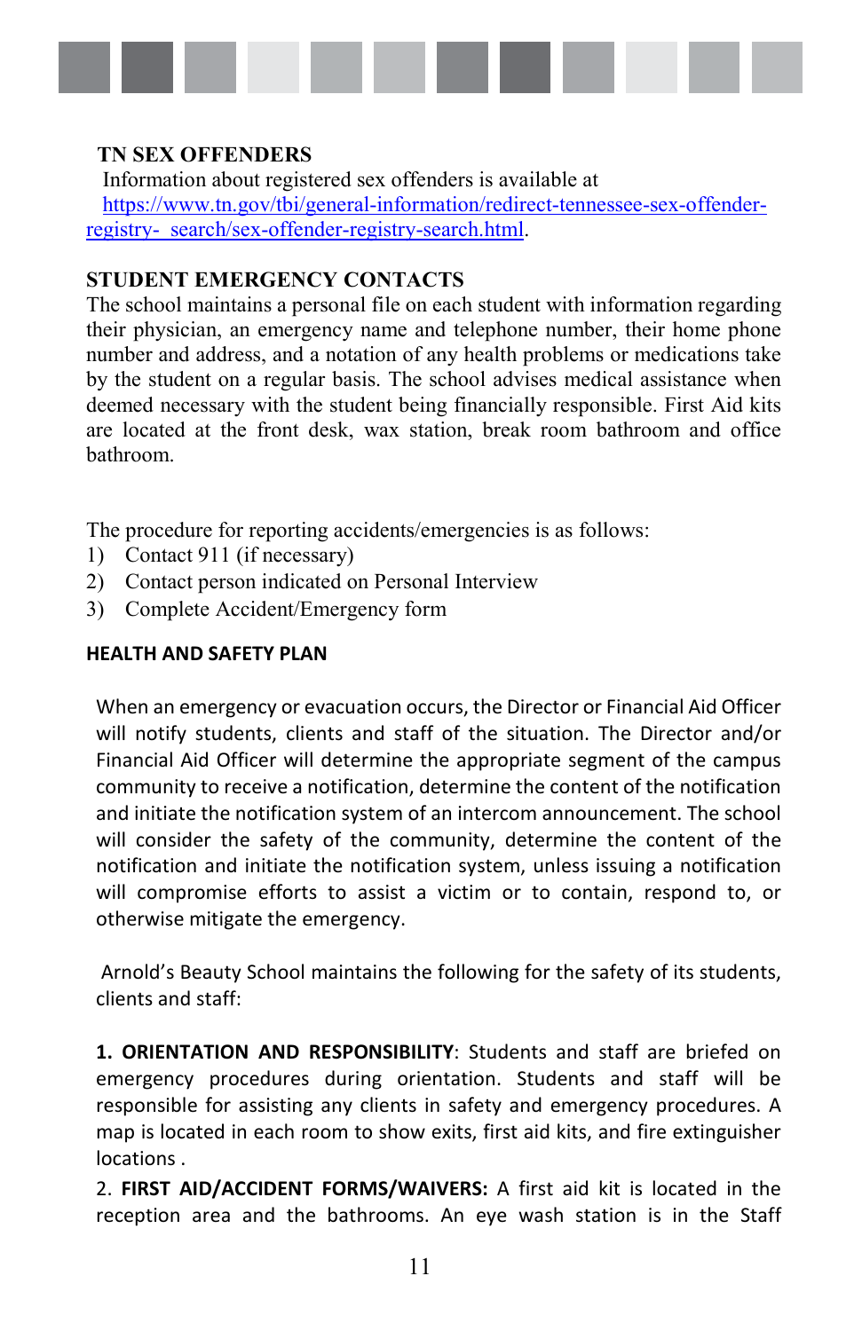## TN SEX OFFENDERS

Information about registered sex offenders is available at [https://www.tn.gov/tbi/general-information/redirect-tennessee-sex-offender-registry- search/sex-offender-registry-search.html](https://www.tn.gov/tbi/general-information/redirect-tennessee-sex-offender-registry-search/sex-offender-registry-search.html).

## STUDENT EMERGENCY CONTACTS

The school maintains a personal file on each student with information regarding their physician, an emergency name and telephone number, their home phone number and address, and a notation of any health problems or medications take by the student on a regular basis. The school advises medical assistance when deemed necessary with the student being financially responsible. First Aid kits are located at the front desk, wax station, break room bathroom and office bathroom.

The procedure for reporting accidents/emergencies is as follows:

1) Contact 911 (if necessary)
2) Contact person indicated on Personal Interview
3) Complete Accident/Emergency form

## HEALTH AND SAFETY PLAN

When an emergency or evacuation occurs, the Director or Financial Aid Officer will notify students, clients and staff of the situation. The Director and/or Financial Aid Officer will determine the appropriate segment of the campus community to receive a notification, determine the content of the notification and initiate the notification system of an intercom announcement. The school will consider the safety of the community, determine the content of the notification and initiate the notification system, unless issuing a notification will compromise efforts to assist a victim or to contain, respond to, or otherwise mitigate the emergency.

Arnold's Beauty School maintains the following for the safety of its students, clients and staff:

**1. ORIENTATION AND RESPONSIBILITY**: Students and staff are briefed on emergency procedures during orientation. Students and staff will be responsible for assisting any clients in safety and emergency procedures. A map is located in each room to show exits, first aid kits, and fire extinguisher locations .

2. **FIRST AID/ACCIDENT FORMS/WAIVERS:** A first aid kit is located in the reception area and the bathrooms. An eye wash station is in the Staff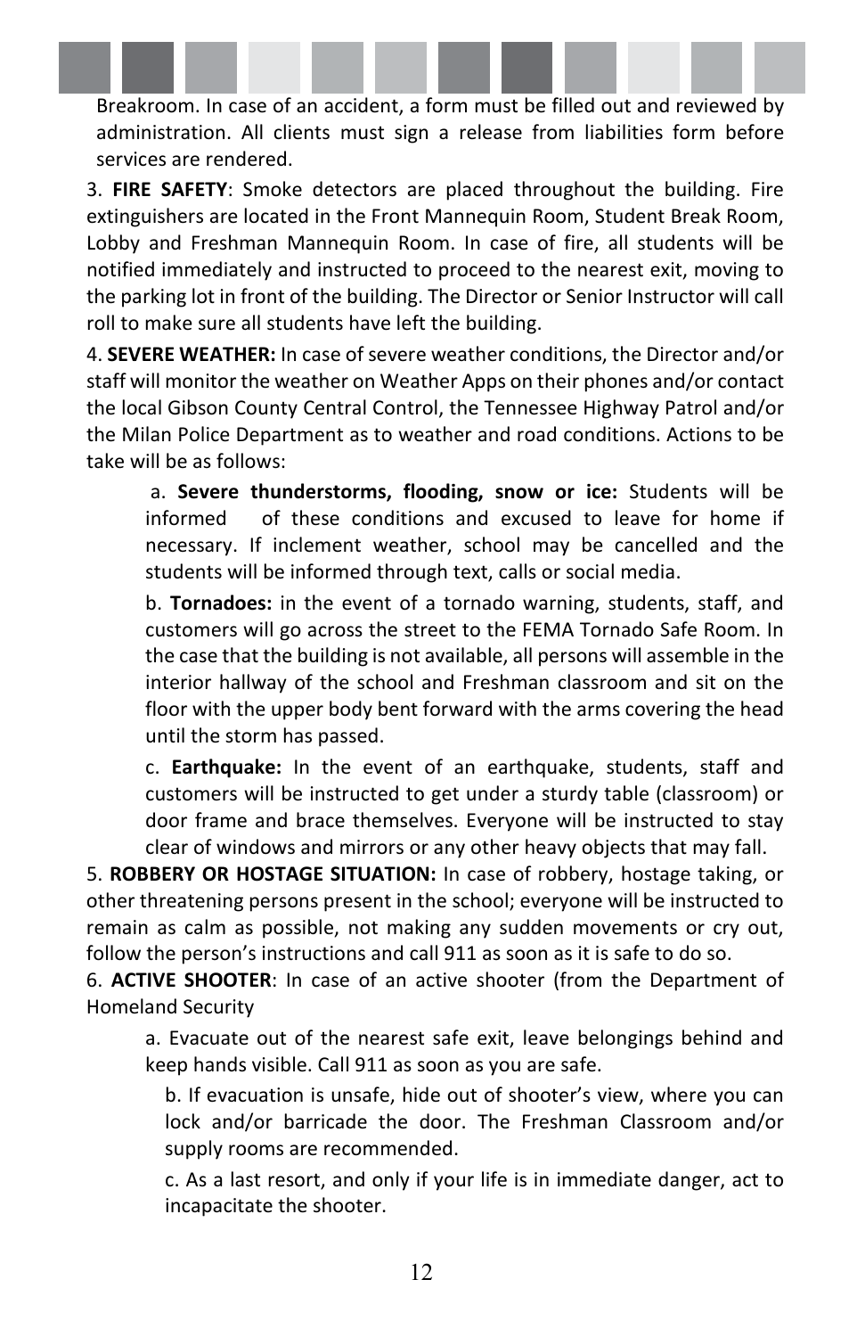Breakroom. In case of an accident, a form must be filled out and reviewed by administration. All clients must sign a release from liabilities form before services are rendered.

3. **FIRE SAFETY**: Smoke detectors are placed throughout the building. Fire extinguishers are located in the Front Mannequin Room, Student Break Room, Lobby and Freshman Mannequin Room. In case of fire, all students will be notified immediately and instructed to proceed to the nearest exit, moving to the parking lot in front of the building. The Director or Senior Instructor will call roll to make sure all students have left the building.

4. **SEVERE WEATHER:** In case of severe weather conditions, the Director and/or staff will monitor the weather on Weather Apps on their phones and/or contact the local Gibson County Central Control, the Tennessee Highway Patrol and/or the Milan Police Department as to weather and road conditions. Actions to be take will be as follows:

a. **Severe thunderstorms, flooding, snow or ice:** Students will be informed of these conditions and excused to leave for home if necessary. If inclement weather, school may be cancelled and the students will be informed through text, calls or social media.

b. **Tornadoes:** in the event of a tornado warning, students, staff, and customers will go across the street to the FEMA Tornado Safe Room. In the case that the building is not available, all persons will assemble in the interior hallway of the school and Freshman classroom and sit on the floor with the upper body bent forward with the arms covering the head until the storm has passed.

c. **Earthquake:** In the event of an earthquake, students, staff and customers will be instructed to get under a sturdy table (classroom) or door frame and brace themselves. Everyone will be instructed to stay clear of windows and mirrors or any other heavy objects that may fall.

5. **ROBBERY OR HOSTAGE SITUATION:** In case of robbery, hostage taking, or other threatening persons present in the school; everyone will be instructed to remain as calm as possible, not making any sudden movements or cry out, follow the person's instructions and call 911 as soon as it is safe to do so.

6. **ACTIVE SHOOTER**: In case of an active shooter (from the Department of Homeland Security

a. Evacuate out of the nearest safe exit, leave belongings behind and keep hands visible. Call 911 as soon as you are safe.

b. If evacuation is unsafe, hide out of shooter's view, where you can lock and/or barricade the door. The Freshman Classroom and/or supply rooms are recommended.

c. As a last resort, and only if your life is in immediate danger, act to incapacitate the shooter.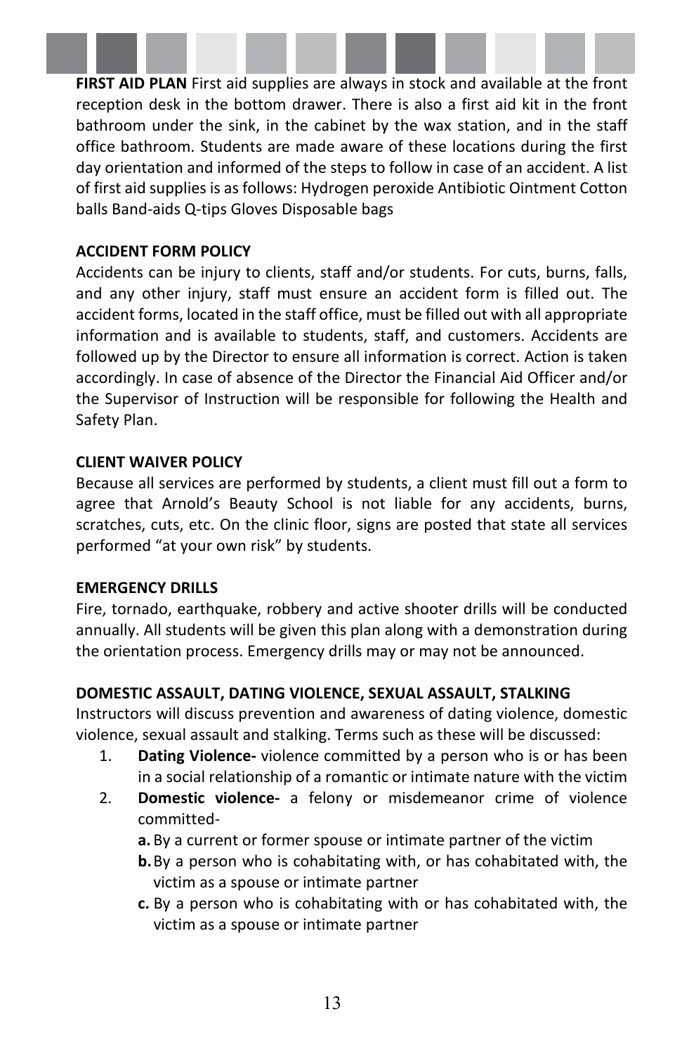**FIRST AID PLAN** First aid supplies are always in stock and available at the front reception desk in the bottom drawer. There is also a first aid kit in the front bathroom under the sink, in the cabinet by the wax station, and in the staff office bathroom. Students are made aware of these locations during the first day orientation and informed of the steps to follow in case of an accident. A list of first aid supplies is as follows: Hydrogen peroxide Antibiotic Ointment Cotton balls Band-aids Q-tips Gloves Disposable bags

**ACCIDENT FORM POLICY**

Accidents can be injury to clients, staff and/or students. For cuts, burns, falls, and any other injury, staff must ensure an accident form is filled out. The accident forms, located in the staff office, must be filled out with all appropriate information and is available to students, staff, and customers. Accidents are followed up by the Director to ensure all information is correct. Action is taken accordingly. In case of absence of the Director the Financial Aid Officer and/or the Supervisor of Instruction will be responsible for following the Health and Safety Plan.

**CLIENT WAIVER POLICY**

Because all services are performed by students, a client must fill out a form to agree that Arnold's Beauty School is not liable for any accidents, burns, scratches, cuts, etc. On the clinic floor, signs are posted that state all services performed "at your own risk" by students.

**EMERGENCY DRILLS**

Fire, tornado, earthquake, robbery and active shooter drills will be conducted annually. All students will be given this plan along with a demonstration during the orientation process. Emergency drills may or may not be announced.

**DOMESTIC ASSAULT, DATING VIOLENCE, SEXUAL ASSAULT, STALKING**

Instructors will discuss prevention and awareness of dating violence, domestic violence, sexual assault and stalking. Terms such as these will be discussed:

1. **Dating Violence-** violence committed by a person who is or has been in a social relationship of a romantic or intimate nature with the victim
2. **Domestic violence-** a felony or misdemeanor crime of violence committed-
   - **a.** By a current or former spouse or intimate partner of the victim
   - **b.** By a person who is cohabitating with, or has cohabitated with, the victim as a spouse or intimate partner
   - **c.** By a person who is cohabitating with or has cohabitated with, the victim as a spouse or intimate partner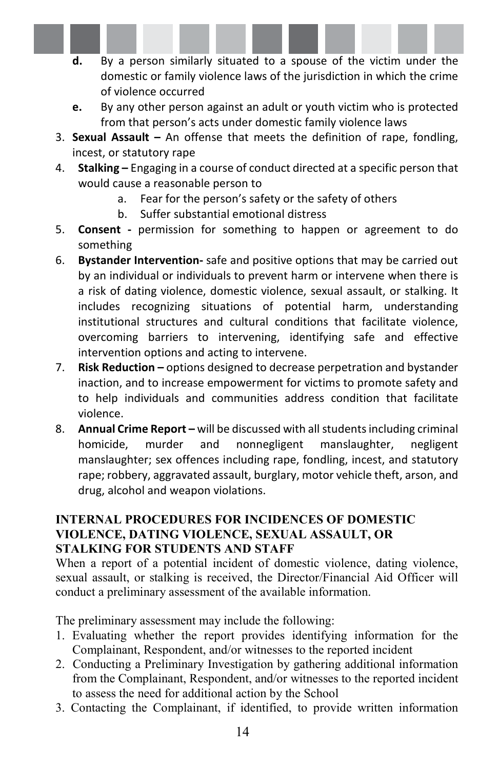d. By a person similarly situated to a spouse of the victim under the domestic or family violence laws of the jurisdiction in which the crime of violence occurred
   e. By any other person against an adult or youth victim who is protected from that person's acts under domestic family violence laws
3. **Sexual Assault –** An offense that meets the definition of rape, fondling, incest, or statutory rape
4. **Stalking –** Engaging in a course of conduct directed at a specific person that would cause a reasonable person to
   a. Fear for the person's safety or the safety of others
   b. Suffer substantial emotional distress
5. **Consent -** permission for something to happen or agreement to do something
6. **Bystander Intervention-** safe and positive options that may be carried out by an individual or individuals to prevent harm or intervene when there is a risk of dating violence, domestic violence, sexual assault, or stalking. It includes recognizing situations of potential harm, understanding institutional structures and cultural conditions that facilitate violence, overcoming barriers to intervening, identifying safe and effective intervention options and acting to intervene.
7. **Risk Reduction –** options designed to decrease perpetration and bystander inaction, and to increase empowerment for victims to promote safety and to help individuals and communities address condition that facilitate violence.
8. **Annual Crime Report –** will be discussed with all students including criminal homicide, murder and nonnegligent manslaughter, negligent manslaughter; sex offences including rape, fondling, incest, and statutory rape; robbery, aggravated assault, burglary, motor vehicle theft, arson, and drug, alcohol and weapon violations.

## INTERNAL PROCEDURES FOR INCIDENCES OF DOMESTIC VIOLENCE, DATING VIOLENCE, SEXUAL ASSAULT, OR STALKING FOR STUDENTS AND STAFF

When a report of a potential incident of domestic violence, dating violence, sexual assault, or stalking is received, the Director/Financial Aid Officer will conduct a preliminary assessment of the available information.

The preliminary assessment may include the following:

1. Evaluating whether the report provides identifying information for the Complainant, Respondent, and/or witnesses to the reported incident
2. Conducting a Preliminary Investigation by gathering additional information from the Complainant, Respondent, and/or witnesses to the reported incident to assess the need for additional action by the School
3. Contacting the Complainant, if identified, to provide written information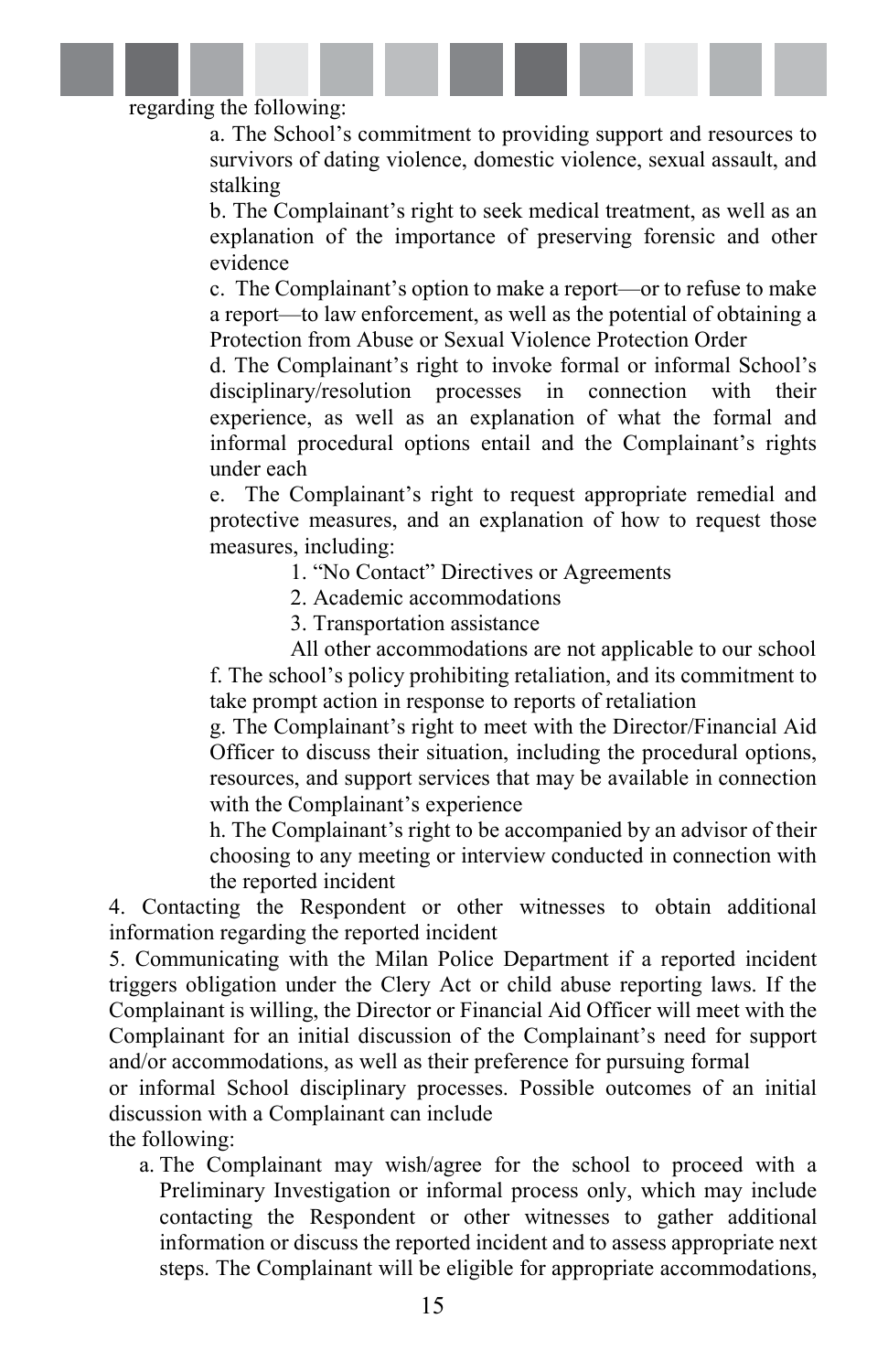regarding the following:

a. The School's commitment to providing support and resources to survivors of dating violence, domestic violence, sexual assault, and stalking

b. The Complainant's right to seek medical treatment, as well as an explanation of the importance of preserving forensic and other evidence

c. The Complainant's option to make a report—or to refuse to make a report—to law enforcement, as well as the potential of obtaining a Protection from Abuse or Sexual Violence Protection Order

d. The Complainant's right to invoke formal or informal School's disciplinary/resolution processes in connection with their experience, as well as an explanation of what the formal and informal procedural options entail and the Complainant's rights under each

e. The Complainant's right to request appropriate remedial and protective measures, and an explanation of how to request those measures, including:

1. "No Contact" Directives or Agreements
2. Academic accommodations
3. Transportation assistance

All other accommodations are not applicable to our school

f. The school's policy prohibiting retaliation, and its commitment to take prompt action in response to reports of retaliation

g. The Complainant's right to meet with the Director/Financial Aid Officer to discuss their situation, including the procedural options, resources, and support services that may be available in connection with the Complainant's experience

h. The Complainant's right to be accompanied by an advisor of their choosing to any meeting or interview conducted in connection with the reported incident

4. Contacting the Respondent or other witnesses to obtain additional information regarding the reported incident

5. Communicating with the Milan Police Department if a reported incident triggers obligation under the Clery Act or child abuse reporting laws. If the Complainant is willing, the Director or Financial Aid Officer will meet with the Complainant for an initial discussion of the Complainant's need for support and/or accommodations, as well as their preference for pursuing formal or informal School disciplinary processes. Possible outcomes of an initial discussion with a Complainant can include the following:

a. The Complainant may wish/agree for the school to proceed with a Preliminary Investigation or informal process only, which may include contacting the Respondent or other witnesses to gather additional information or discuss the reported incident and to assess appropriate next steps. The Complainant will be eligible for appropriate accommodations,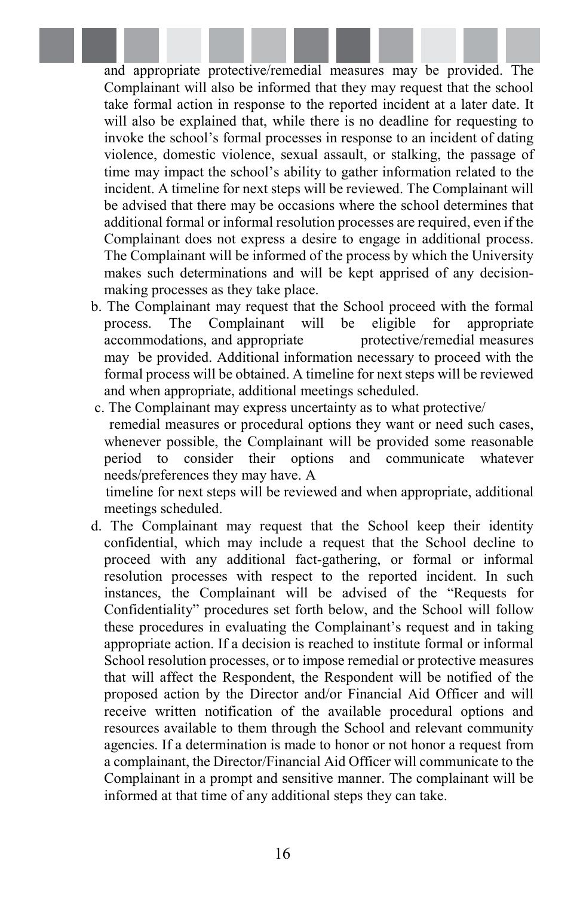and appropriate protective/remedial measures may be provided. The Complainant will also be informed that they may request that the school take formal action in response to the reported incident at a later date. It will also be explained that, while there is no deadline for requesting to invoke the school's formal processes in response to an incident of dating violence, domestic violence, sexual assault, or stalking, the passage of time may impact the school's ability to gather information related to the incident. A timeline for next steps will be reviewed. The Complainant will be advised that there may be occasions where the school determines that additional formal or informal resolution processes are required, even if the Complainant does not express a desire to engage in additional process. The Complainant will be informed of the process by which the University makes such determinations and will be kept apprised of any decision-making processes as they take place.

b. The Complainant may request that the School proceed with the formal process. The Complainant will be eligible for appropriate accommodations, and appropriate protective/remedial measures may be provided. Additional information necessary to proceed with the formal process will be obtained. A timeline for next steps will be reviewed and when appropriate, additional meetings scheduled.

c. The Complainant may express uncertainty as to what protective/ remedial measures or procedural options they want or need such cases, whenever possible, the Complainant will be provided some reasonable period to consider their options and communicate whatever needs/preferences they may have. A timeline for next steps will be reviewed and when appropriate, additional meetings scheduled.

d. The Complainant may request that the School keep their identity confidential, which may include a request that the School decline to proceed with any additional fact-gathering, or formal or informal resolution processes with respect to the reported incident. In such instances, the Complainant will be advised of the "Requests for Confidentiality" procedures set forth below, and the School will follow these procedures in evaluating the Complainant's request and in taking appropriate action. If a decision is reached to institute formal or informal School resolution processes, or to impose remedial or protective measures that will affect the Respondent, the Respondent will be notified of the proposed action by the Director and/or Financial Aid Officer and will receive written notification of the available procedural options and resources available to them through the School and relevant community agencies. If a determination is made to honor or not honor a request from a complainant, the Director/Financial Aid Officer will communicate to the Complainant in a prompt and sensitive manner. The complainant will be informed at that time of any additional steps they can take.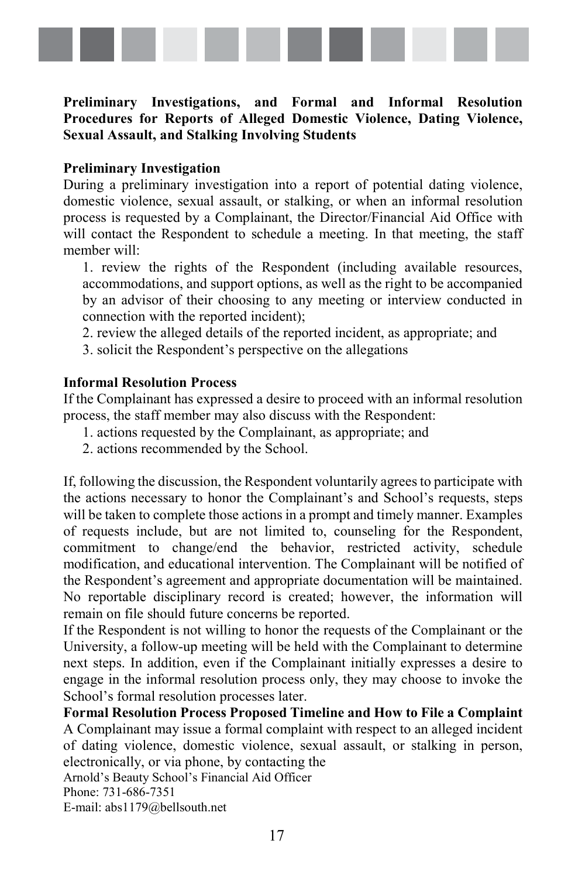**Preliminary Investigations, and Formal and Informal Resolution Procedures for Reports of Alleged Domestic Violence, Dating Violence, Sexual Assault, and Stalking Involving Students**

**Preliminary Investigation**

During a preliminary investigation into a report of potential dating violence, domestic violence, sexual assault, or stalking, or when an informal resolution process is requested by a Complainant, the Director/Financial Aid Office with will contact the Respondent to schedule a meeting. In that meeting, the staff member will:

1. review the rights of the Respondent (including available resources, accommodations, and support options, as well as the right to be accompanied by an advisor of their choosing to any meeting or interview conducted in connection with the reported incident);
2. review the alleged details of the reported incident, as appropriate; and
3. solicit the Respondent's perspective on the allegations

**Informal Resolution Process**

If the Complainant has expressed a desire to proceed with an informal resolution process, the staff member may also discuss with the Respondent:

1. actions requested by the Complainant, as appropriate; and
2. actions recommended by the School.

If, following the discussion, the Respondent voluntarily agrees to participate with the actions necessary to honor the Complainant's and School's requests, steps will be taken to complete those actions in a prompt and timely manner. Examples of requests include, but are not limited to, counseling for the Respondent, commitment to change/end the behavior, restricted activity, schedule modification, and educational intervention. The Complainant will be notified of the Respondent's agreement and appropriate documentation will be maintained. No reportable disciplinary record is created; however, the information will remain on file should future concerns be reported.

If the Respondent is not willing to honor the requests of the Complainant or the University, a follow-up meeting will be held with the Complainant to determine next steps. In addition, even if the Complainant initially expresses a desire to engage in the informal resolution process only, they may choose to invoke the School's formal resolution processes later.

**Formal Resolution Process Proposed Timeline and How to File a Complaint**

A Complainant may issue a formal complaint with respect to an alleged incident of dating violence, domestic violence, sexual assault, or stalking in person, electronically, or via phone, by contacting the

Arnold's Beauty School's Financial Aid Officer
Phone: 731-686-7351
E-mail: abs1179@bellsouth.net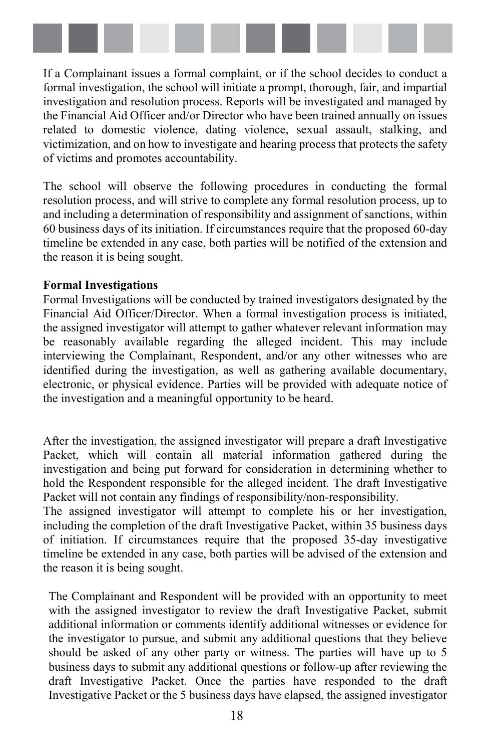If a Complainant issues a formal complaint, or if the school decides to conduct a formal investigation, the school will initiate a prompt, thorough, fair, and impartial investigation and resolution process. Reports will be investigated and managed by the Financial Aid Officer and/or Director who have been trained annually on issues related to domestic violence, dating violence, sexual assault, stalking, and victimization, and on how to investigate and hearing process that protects the safety of victims and promotes accountability.

The school will observe the following procedures in conducting the formal resolution process, and will strive to complete any formal resolution process, up to and including a determination of responsibility and assignment of sanctions, within 60 business days of its initiation. If circumstances require that the proposed 60-day timeline be extended in any case, both parties will be notified of the extension and the reason it is being sought.

**Formal Investigations**

Formal Investigations will be conducted by trained investigators designated by the Financial Aid Officer/Director. When a formal investigation process is initiated, the assigned investigator will attempt to gather whatever relevant information may be reasonably available regarding the alleged incident. This may include interviewing the Complainant, Respondent, and/or any other witnesses who are identified during the investigation, as well as gathering available documentary, electronic, or physical evidence. Parties will be provided with adequate notice of the investigation and a meaningful opportunity to be heard.

After the investigation, the assigned investigator will prepare a draft Investigative Packet, which will contain all material information gathered during the investigation and being put forward for consideration in determining whether to hold the Respondent responsible for the alleged incident. The draft Investigative Packet will not contain any findings of responsibility/non-responsibility.

The assigned investigator will attempt to complete his or her investigation, including the completion of the draft Investigative Packet, within 35 business days of initiation. If circumstances require that the proposed 35-day investigative timeline be extended in any case, both parties will be advised of the extension and the reason it is being sought.

The Complainant and Respondent will be provided with an opportunity to meet with the assigned investigator to review the draft Investigative Packet, submit additional information or comments identify additional witnesses or evidence for the investigator to pursue, and submit any additional questions that they believe should be asked of any other party or witness. The parties will have up to 5 business days to submit any additional questions or follow-up after reviewing the draft Investigative Packet. Once the parties have responded to the draft Investigative Packet or the 5 business days have elapsed, the assigned investigator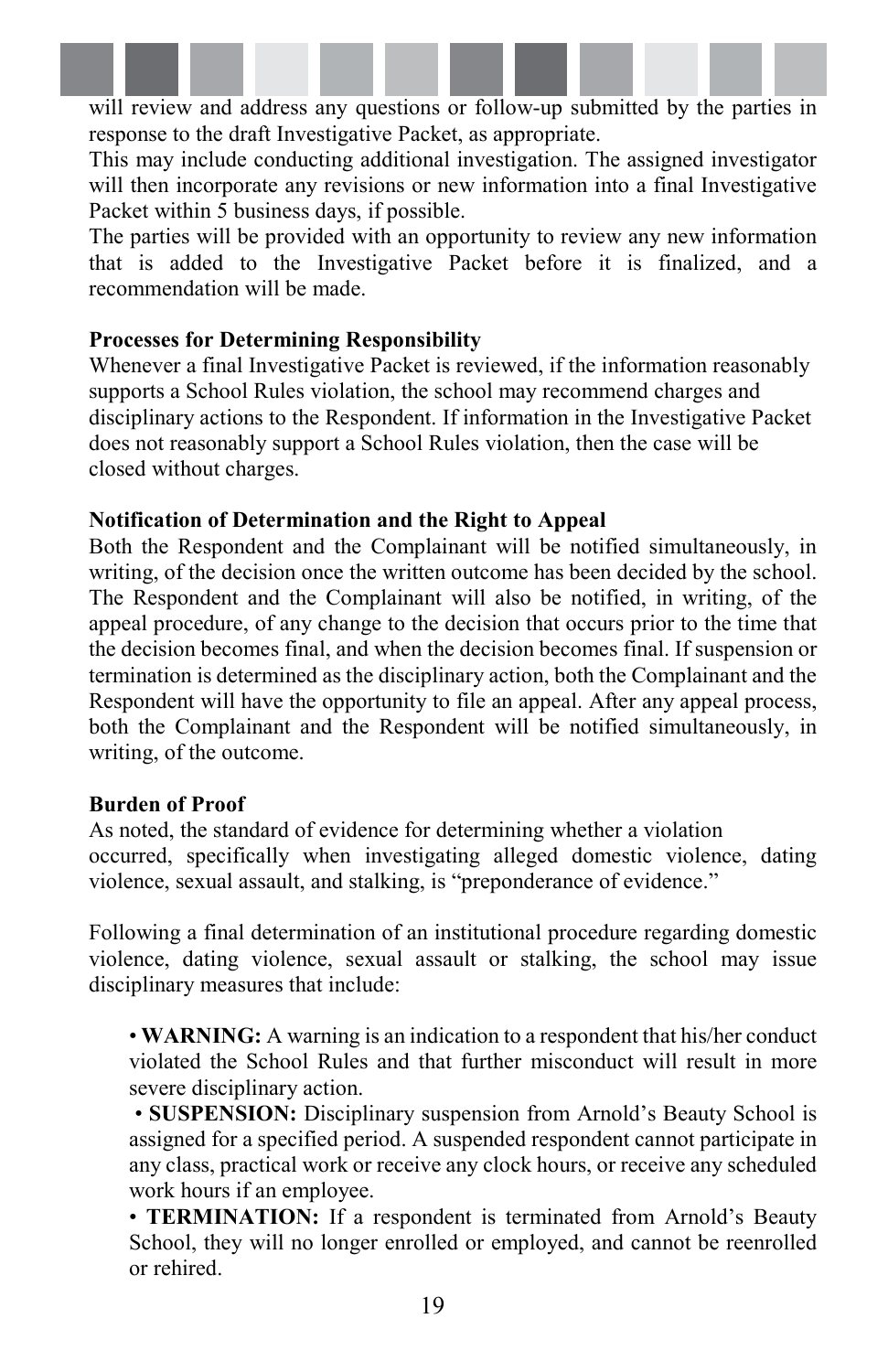will review and address any questions or follow-up submitted by the parties in response to the draft Investigative Packet, as appropriate.

This may include conducting additional investigation. The assigned investigator will then incorporate any revisions or new information into a final Investigative Packet within 5 business days, if possible.

The parties will be provided with an opportunity to review any new information that is added to the Investigative Packet before it is finalized, and a recommendation will be made.

**Processes for Determining Responsibility**

Whenever a final Investigative Packet is reviewed, if the information reasonably supports a School Rules violation, the school may recommend charges and disciplinary actions to the Respondent. If information in the Investigative Packet does not reasonably support a School Rules violation, then the case will be closed without charges.

**Notification of Determination and the Right to Appeal**

Both the Respondent and the Complainant will be notified simultaneously, in writing, of the decision once the written outcome has been decided by the school. The Respondent and the Complainant will also be notified, in writing, of the appeal procedure, of any change to the decision that occurs prior to the time that the decision becomes final, and when the decision becomes final. If suspension or termination is determined as the disciplinary action, both the Complainant and the Respondent will have the opportunity to file an appeal. After any appeal process, both the Complainant and the Respondent will be notified simultaneously, in writing, of the outcome.

**Burden of Proof**

As noted, the standard of evidence for determining whether a violation occurred, specifically when investigating alleged domestic violence, dating violence, sexual assault, and stalking, is "preponderance of evidence."

Following a final determination of an institutional procedure regarding domestic violence, dating violence, sexual assault or stalking, the school may issue disciplinary measures that include:

- **WARNING:** A warning is an indication to a respondent that his/her conduct violated the School Rules and that further misconduct will result in more severe disciplinary action.
- **SUSPENSION:** Disciplinary suspension from Arnold's Beauty School is assigned for a specified period. A suspended respondent cannot participate in any class, practical work or receive any clock hours, or receive any scheduled work hours if an employee.
- **TERMINATION:** If a respondent is terminated from Arnold's Beauty School, they will no longer enrolled or employed, and cannot be reenrolled or rehired.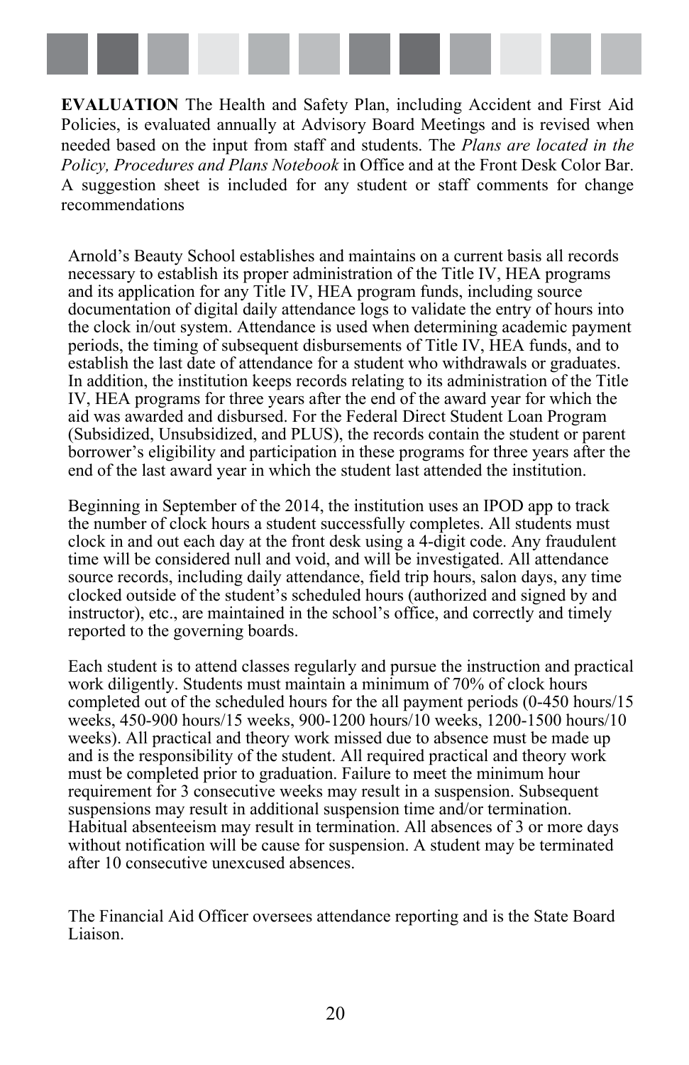**EVALUATION** The Health and Safety Plan, including Accident and First Aid Policies, is evaluated annually at Advisory Board Meetings and is revised when needed based on the input from staff and students. The *Plans are located in the Policy, Procedures and Plans Notebook* in Office and at the Front Desk Color Bar. A suggestion sheet is included for any student or staff comments for change recommendations

Arnold's Beauty School establishes and maintains on a current basis all records necessary to establish its proper administration of the Title IV, HEA programs and its application for any Title IV, HEA program funds, including source documentation of digital daily attendance logs to validate the entry of hours into the clock in/out system. Attendance is used when determining academic payment periods, the timing of subsequent disbursements of Title IV, HEA funds, and to establish the last date of attendance for a student who withdrawals or graduates. In addition, the institution keeps records relating to its administration of the Title IV, HEA programs for three years after the end of the award year for which the aid was awarded and disbursed. For the Federal Direct Student Loan Program (Subsidized, Unsubsidized, and PLUS), the records contain the student or parent borrower's eligibility and participation in these programs for three years after the end of the last award year in which the student last attended the institution.

Beginning in September of the 2014, the institution uses an IPOD app to track the number of clock hours a student successfully completes. All students must clock in and out each day at the front desk using a 4-digit code. Any fraudulent time will be considered null and void, and will be investigated. All attendance source records, including daily attendance, field trip hours, salon days, any time clocked outside of the student's scheduled hours (authorized and signed by and instructor), etc., are maintained in the school's office, and correctly and timely reported to the governing boards.

Each student is to attend classes regularly and pursue the instruction and practical work diligently. Students must maintain a minimum of 70% of clock hours completed out of the scheduled hours for the all payment periods (0-450 hours/15 weeks, 450-900 hours/15 weeks, 900-1200 hours/10 weeks, 1200-1500 hours/10 weeks). All practical and theory work missed due to absence must be made up and is the responsibility of the student. All required practical and theory work must be completed prior to graduation. Failure to meet the minimum hour requirement for 3 consecutive weeks may result in a suspension. Subsequent suspensions may result in additional suspension time and/or termination. Habitual absenteeism may result in termination. All absences of 3 or more days without notification will be cause for suspension. A student may be terminated after 10 consecutive unexcused absences.

The Financial Aid Officer oversees attendance reporting and is the State Board Liaison.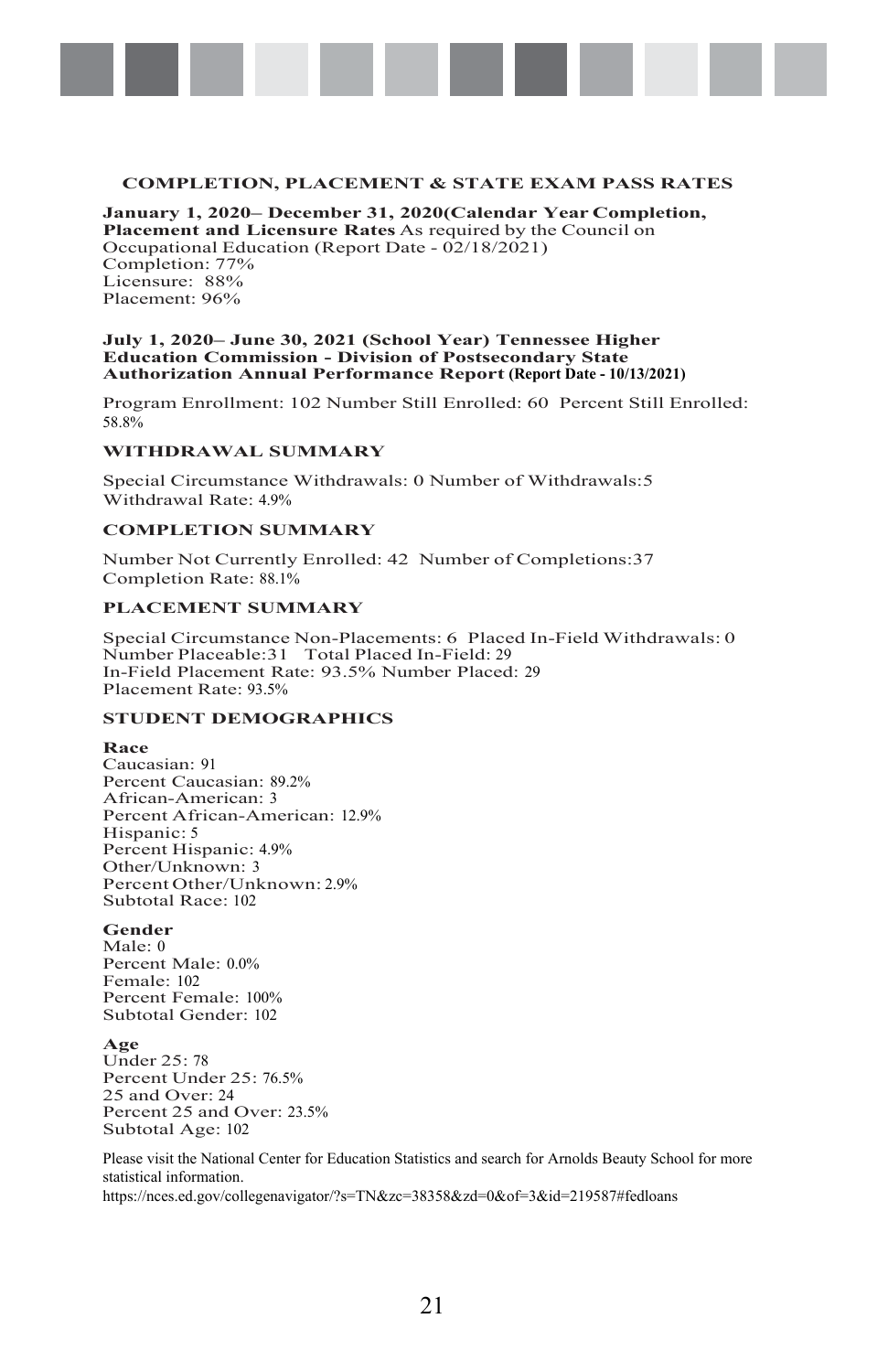## COMPLETION, PLACEMENT & STATE EXAM PASS RATES

**January 1, 2020– December 31, 2020(Calendar Year Completion, Placement and Licensure Rates** As required by the Council on Occupational Education (Report Date - 02/18/2021)
Completion: 77%
Licensure: 88%
Placement: 96%

**July 1, 2020– June 30, 2021 (School Year) Tennessee Higher Education Commission - Division of Postsecondary State Authorization Annual Performance Report (Report Date - 10/13/2021)**

Program Enrollment: 102 Number Still Enrolled: 60 Percent Still Enrolled: 58.8%

### WITHDRAWAL SUMMARY

Special Circumstance Withdrawals: 0 Number of Withdrawals:5
Withdrawal Rate: 4.9%

### COMPLETION SUMMARY

Number Not Currently Enrolled: 42 Number of Completions:37
Completion Rate: 88.1%

### PLACEMENT SUMMARY

Special Circumstance Non-Placements: 6 Placed In-Field Withdrawals: 0
Number Placeable:31 Total Placed In-Field: 29
In-Field Placement Rate: 93.5% Number Placed: 29
Placement Rate: 93.5%

### STUDENT DEMOGRAPHICS

**Race**
Caucasian: 91
Percent Caucasian: 89.2%
African-American: 3
Percent African-American: 12.9%
Hispanic: 5
Percent Hispanic: 4.9%
Other/Unknown: 3
Percent Other/Unknown: 2.9%
Subtotal Race: 102

**Gender**
Male: 0
Percent Male: 0.0%
Female: 102
Percent Female: 100%
Subtotal Gender: 102

**Age**
Under 25: 78
Percent Under 25: 76.5%
25 and Over: 24
Percent 25 and Over: 23.5%
Subtotal Age: 102

Please visit the National Center for Education Statistics and search for Arnolds Beauty School for more statistical information.
https://nces.ed.gov/collegenavigator/?s=TN&zc=38358&zd=0&of=3&id=219587#fedloans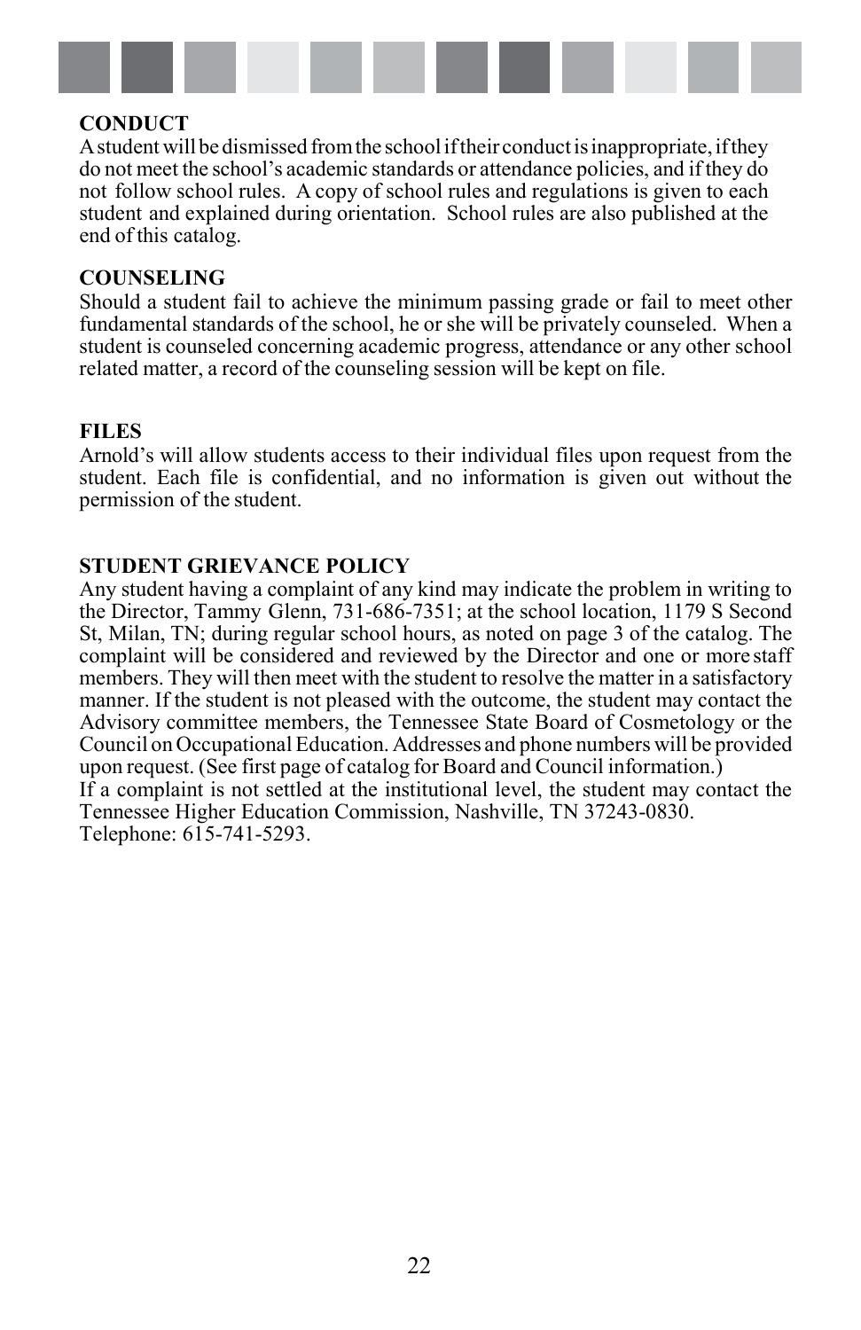**CONDUCT**

A student will be dismissed from the school if their conduct is inappropriate, if they do not meet the school's academic standards or attendance policies, and if they do not follow school rules. A copy of school rules and regulations is given to each student and explained during orientation. School rules are also published at the end of this catalog.

**COUNSELING**

Should a student fail to achieve the minimum passing grade or fail to meet other fundamental standards of the school, he or she will be privately counseled. When a student is counseled concerning academic progress, attendance or any other school related matter, a record of the counseling session will be kept on file.

**FILES**

Arnold's will allow students access to their individual files upon request from the student. Each file is confidential, and no information is given out without the permission of the student.

**STUDENT GRIEVANCE POLICY**

Any student having a complaint of any kind may indicate the problem in writing to the Director, Tammy Glenn, 731-686-7351; at the school location, 1179 S Second St, Milan, TN; during regular school hours, as noted on page 3 of the catalog. The complaint will be considered and reviewed by the Director and one or more staff members. They will then meet with the student to resolve the matter in a satisfactory manner. If the student is not pleased with the outcome, the student may contact the Advisory committee members, the Tennessee State Board of Cosmetology or the Council on Occupational Education. Addresses and phone numbers will be provided upon request. (See first page of catalog for Board and Council information.)

If a complaint is not settled at the institutional level, the student may contact the Tennessee Higher Education Commission, Nashville, TN 37243-0830.
Telephone: 615-741-5293.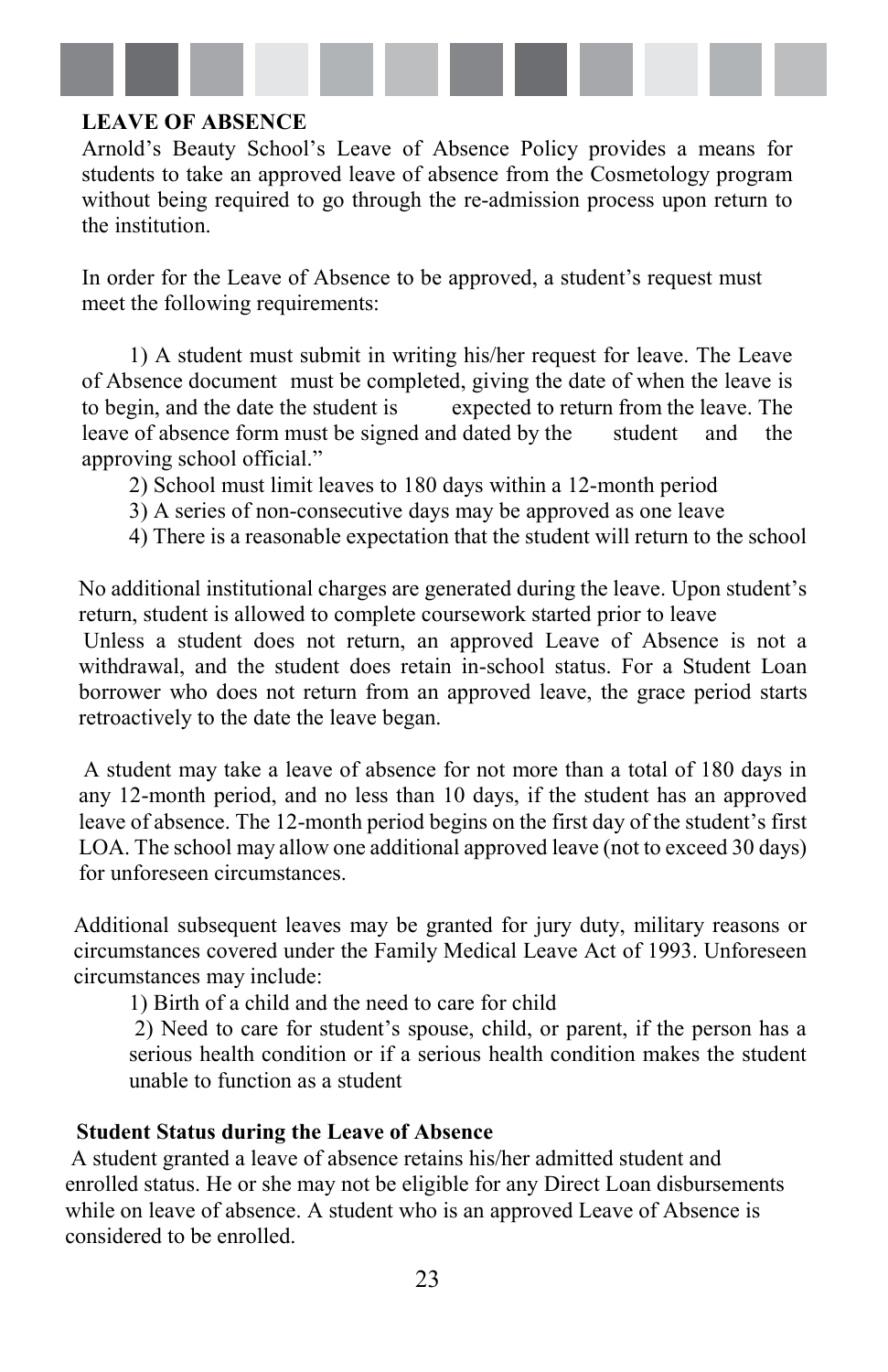**LEAVE OF ABSENCE**

Arnold's Beauty School's Leave of Absence Policy provides a means for students to take an approved leave of absence from the Cosmetology program without being required to go through the re-admission process upon return to the institution.

In order for the Leave of Absence to be approved, a student's request must meet the following requirements:

1) A student must submit in writing his/her request for leave. The Leave of Absence document must be completed, giving the date of when the leave is to begin, and the date the student is expected to return from the leave. The leave of absence form must be signed and dated by the student and the approving school official."

2) School must limit leaves to 180 days within a 12-month period

3) A series of non-consecutive days may be approved as one leave

4) There is a reasonable expectation that the student will return to the school

No additional institutional charges are generated during the leave. Upon student's return, student is allowed to complete coursework started prior to leave

Unless a student does not return, an approved Leave of Absence is not a withdrawal, and the student does retain in-school status. For a Student Loan borrower who does not return from an approved leave, the grace period starts retroactively to the date the leave began.

A student may take a leave of absence for not more than a total of 180 days in any 12-month period, and no less than 10 days, if the student has an approved leave of absence. The 12-month period begins on the first day of the student's first LOA. The school may allow one additional approved leave (not to exceed 30 days) for unforeseen circumstances.

Additional subsequent leaves may be granted for jury duty, military reasons or circumstances covered under the Family Medical Leave Act of 1993. Unforeseen circumstances may include:

1) Birth of a child and the need to care for child

2) Need to care for student's spouse, child, or parent, if the person has a serious health condition or if a serious health condition makes the student unable to function as a student

**Student Status during the Leave of Absence**

A student granted a leave of absence retains his/her admitted student and enrolled status. He or she may not be eligible for any Direct Loan disbursements while on leave of absence. A student who is an approved Leave of Absence is considered to be enrolled.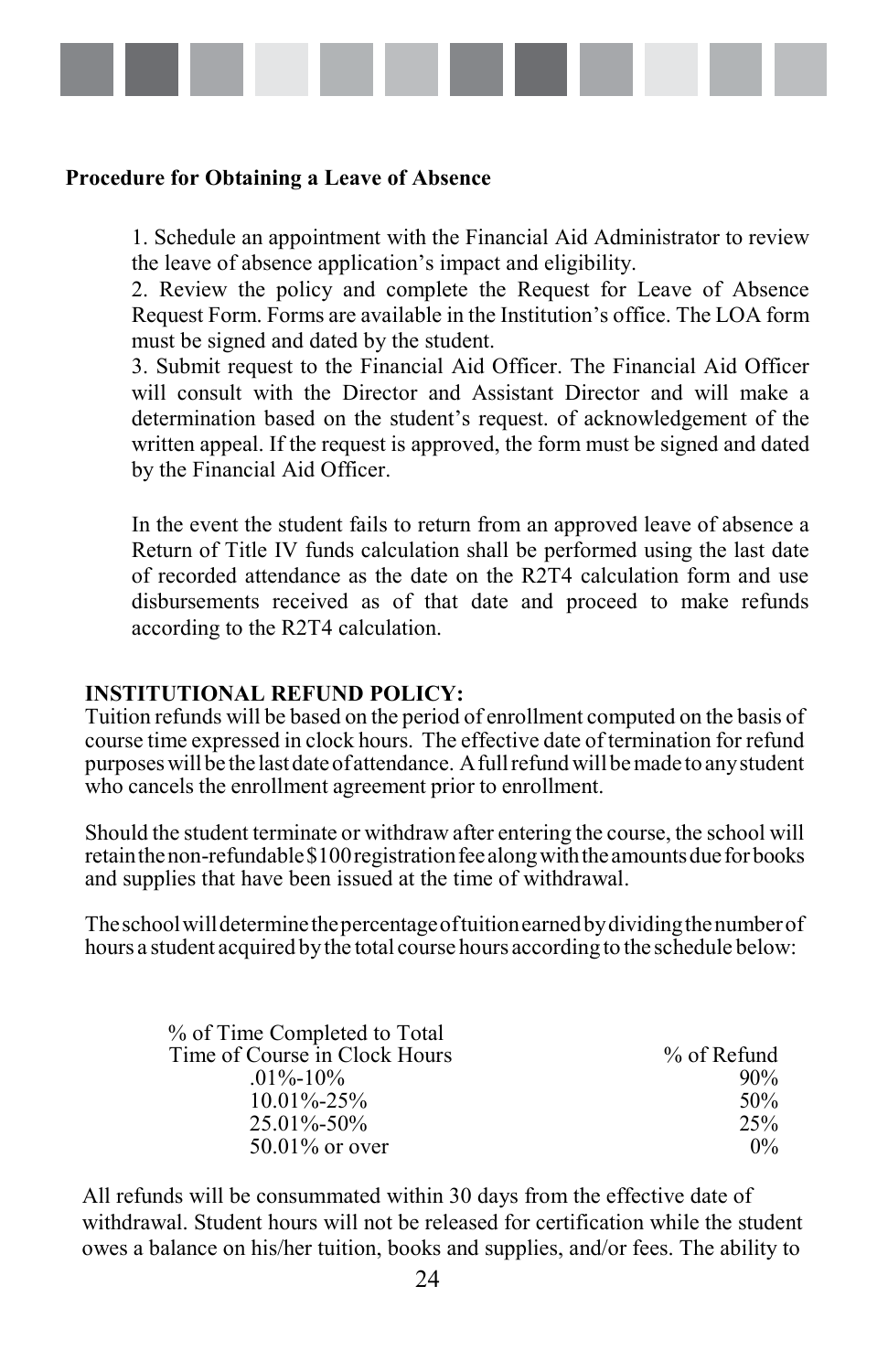**Procedure for Obtaining a Leave of Absence**

1. Schedule an appointment with the Financial Aid Administrator to review the leave of absence application's impact and eligibility.
2. Review the policy and complete the Request for Leave of Absence Request Form. Forms are available in the Institution's office. The LOA form must be signed and dated by the student.
3. Submit request to the Financial Aid Officer. The Financial Aid Officer will consult with the Director and Assistant Director and will make a determination based on the student's request. of acknowledgement of the written appeal. If the request is approved, the form must be signed and dated by the Financial Aid Officer.

In the event the student fails to return from an approved leave of absence a Return of Title IV funds calculation shall be performed using the last date of recorded attendance as the date on the R2T4 calculation form and use disbursements received as of that date and proceed to make refunds according to the R2T4 calculation.

**INSTITUTIONAL REFUND POLICY:**

Tuition refunds will be based on the period of enrollment computed on the basis of course time expressed in clock hours. The effective date of termination for refund purposes will be the last date of attendance. A full refund will be made to any student who cancels the enrollment agreement prior to enrollment.

Should the student terminate or withdraw after entering the course, the school will retain the non-refundable $100 registration fee along with the amounts due for books and supplies that have been issued at the time of withdrawal.

The school will determine the percentage of tuition earned by dividing the number of hours a student acquired by the total course hours according to the schedule below:

| % of Time Completed to Total Time of Course in Clock Hours | % of Refund |
|---|---|
| .01%-10% | 90% |
| 10.01%-25% | 50% |
| 25.01%-50% | 25% |
| 50.01% or over | 0% |

All refunds will be consummated within 30 days from the effective date of withdrawal. Student hours will not be released for certification while the student owes a balance on his/her tuition, books and supplies, and/or fees. The ability to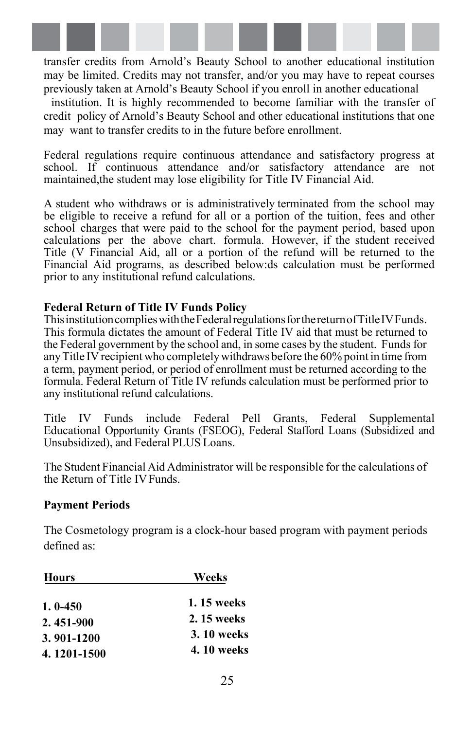transfer credits from Arnold's Beauty School to another educational institution may be limited. Credits may not transfer, and/or you may have to repeat courses previously taken at Arnold's Beauty School if you enroll in another educational institution. It is highly recommended to become familiar with the transfer of credit policy of Arnold's Beauty School and other educational institutions that one may want to transfer credits to in the future before enrollment.

Federal regulations require continuous attendance and satisfactory progress at school. If continuous attendance and/or satisfactory attendance are not maintained,the student may lose eligibility for Title IV Financial Aid.

A student who withdraws or is administratively terminated from the school may be eligible to receive a refund for all or a portion of the tuition, fees and other school charges that were paid to the school for the payment period, based upon calculations per the above chart. formula. However, if the student received Title (V Financial Aid, all or a portion of the refund will be returned to the Financial Aid programs, as described below:ds calculation must be performed prior to any institutional refund calculations.

**Federal Return of Title IV Funds Policy**
This institution complies with the Federal regulations for the return of Title IV Funds. This formula dictates the amount of Federal Title IV aid that must be returned to the Federal government by the school and, in some cases by the student. Funds for any Title IV recipient who completely withdraws before the 60% point in time from a term, payment period, or period of enrollment must be returned according to the formula. Federal Return of Title IV refunds calculation must be performed prior to any institutional refund calculations.

Title IV Funds include Federal Pell Grants, Federal Supplemental Educational Opportunity Grants (FSEOG), Federal Stafford Loans (Subsidized and Unsubsidized), and Federal PLUS Loans.

The Student Financial Aid Administrator will be responsible for the calculations of the Return of Title IV Funds.

**Payment Periods**

The Cosmetology program is a clock-hour based program with payment periods defined as:

| Hours | Weeks |
|---|---|
| **1. 0-450** | **1. 15 weeks** |
| **2. 451-900** | **2. 15 weeks** |
| **3. 901-1200** | **3. 10 weeks** |
| **4. 1201-1500** | **4. 10 weeks** |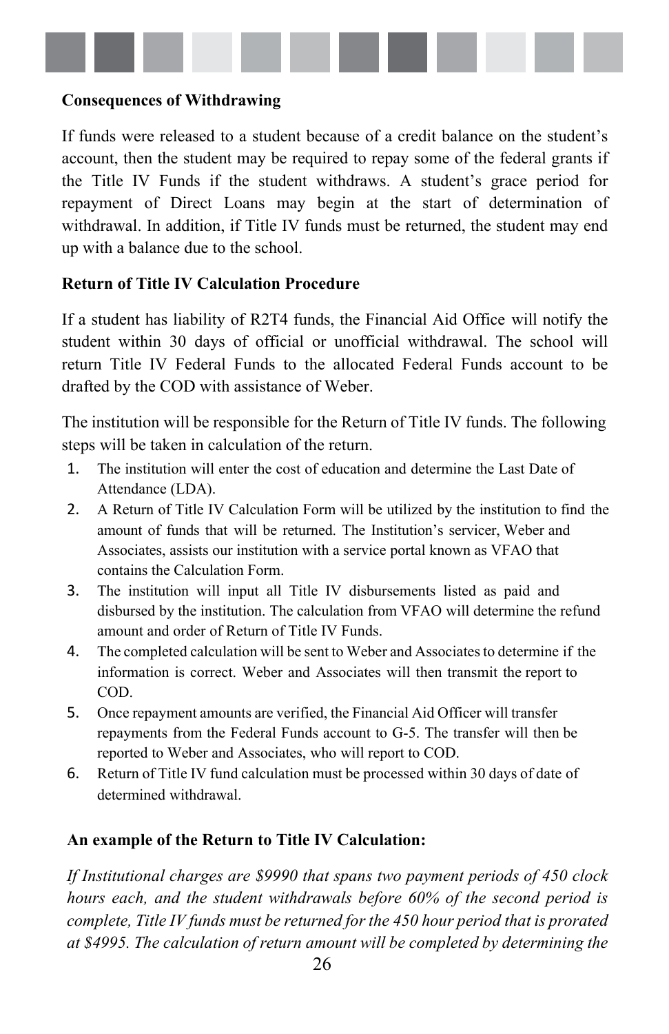**Consequences of Withdrawing**

If funds were released to a student because of a credit balance on the student's account, then the student may be required to repay some of the federal grants if the Title IV Funds if the student withdraws. A student's grace period for repayment of Direct Loans may begin at the start of determination of withdrawal. In addition, if Title IV funds must be returned, the student may end up with a balance due to the school.

**Return of Title IV Calculation Procedure**

If a student has liability of R2T4 funds, the Financial Aid Office will notify the student within 30 days of official or unofficial withdrawal. The school will return Title IV Federal Funds to the allocated Federal Funds account to be drafted by the COD with assistance of Weber.

The institution will be responsible for the Return of Title IV funds. The following steps will be taken in calculation of the return.

1. The institution will enter the cost of education and determine the Last Date of Attendance (LDA).
2. A Return of Title IV Calculation Form will be utilized by the institution to find the amount of funds that will be returned. The Institution's servicer, Weber and Associates, assists our institution with a service portal known as VFAO that contains the Calculation Form.
3. The institution will input all Title IV disbursements listed as paid and disbursed by the institution. The calculation from VFAO will determine the refund amount and order of Return of Title IV Funds.
4. The completed calculation will be sent to Weber and Associates to determine if the information is correct. Weber and Associates will then transmit the report to COD.
5. Once repayment amounts are verified, the Financial Aid Officer will transfer repayments from the Federal Funds account to G-5. The transfer will then be reported to Weber and Associates, who will report to COD.
6. Return of Title IV fund calculation must be processed within 30 days of date of determined withdrawal.

**An example of the Return to Title IV Calculation:**

*If Institutional charges are $9990 that spans two payment periods of 450 clock hours each, and the student withdrawals before 60% of the second period is complete, Title IV funds must be returned for the 450 hour period that is prorated at $4995. The calculation of return amount will be completed by determining the*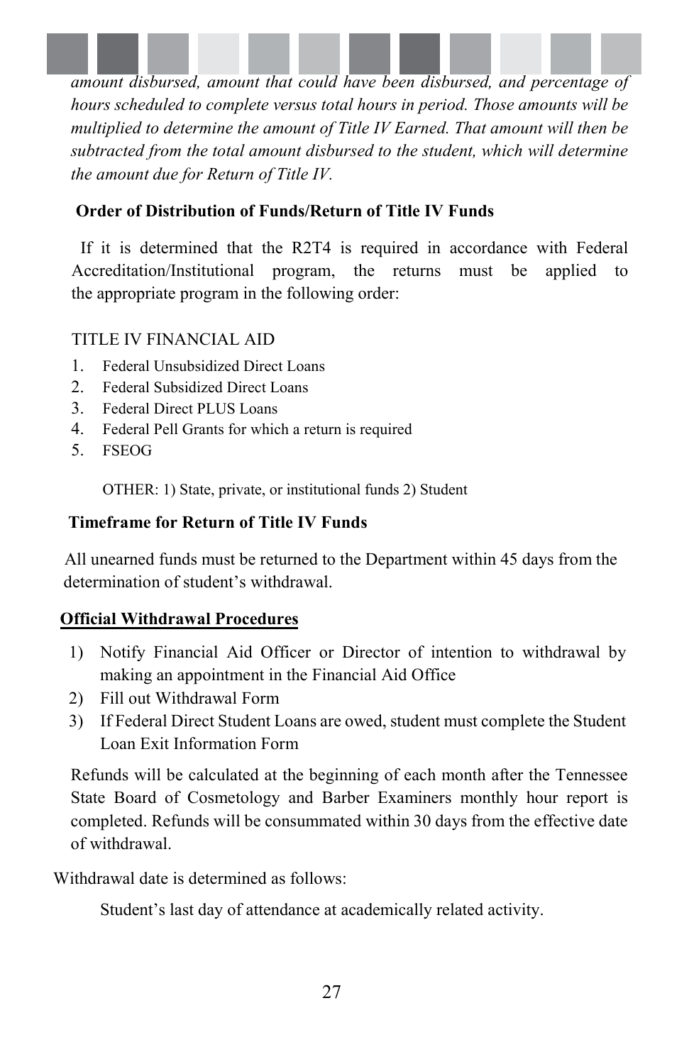*amount disbursed, amount that could have been disbursed, and percentage of hours scheduled to complete versus total hours in period. Those amounts will be multiplied to determine the amount of Title IV Earned. That amount will then be subtracted from the total amount disbursed to the student, which will determine the amount due for Return of Title IV.*

**Order of Distribution of Funds/Return of Title IV Funds**

If it is determined that the R2T4 is required in accordance with Federal Accreditation/Institutional program, the returns must be applied to the appropriate program in the following order:

TITLE IV FINANCIAL AID

1. Federal Unsubsidized Direct Loans
2. Federal Subsidized Direct Loans
3. Federal Direct PLUS Loans
4. Federal Pell Grants for which a return is required
5. FSEOG

OTHER: 1) State, private, or institutional funds 2) Student

**Timeframe for Return of Title IV Funds**

All unearned funds must be returned to the Department within 45 days from the determination of student's withdrawal.

**<u>Official Withdrawal Procedures</u>**

1) Notify Financial Aid Officer or Director of intention to withdrawal by making an appointment in the Financial Aid Office
2) Fill out Withdrawal Form
3) If Federal Direct Student Loans are owed, student must complete the Student Loan Exit Information Form

Refunds will be calculated at the beginning of each month after the Tennessee State Board of Cosmetology and Barber Examiners monthly hour report is completed. Refunds will be consummated within 30 days from the effective date of withdrawal.

Withdrawal date is determined as follows:

Student's last day of attendance at academically related activity.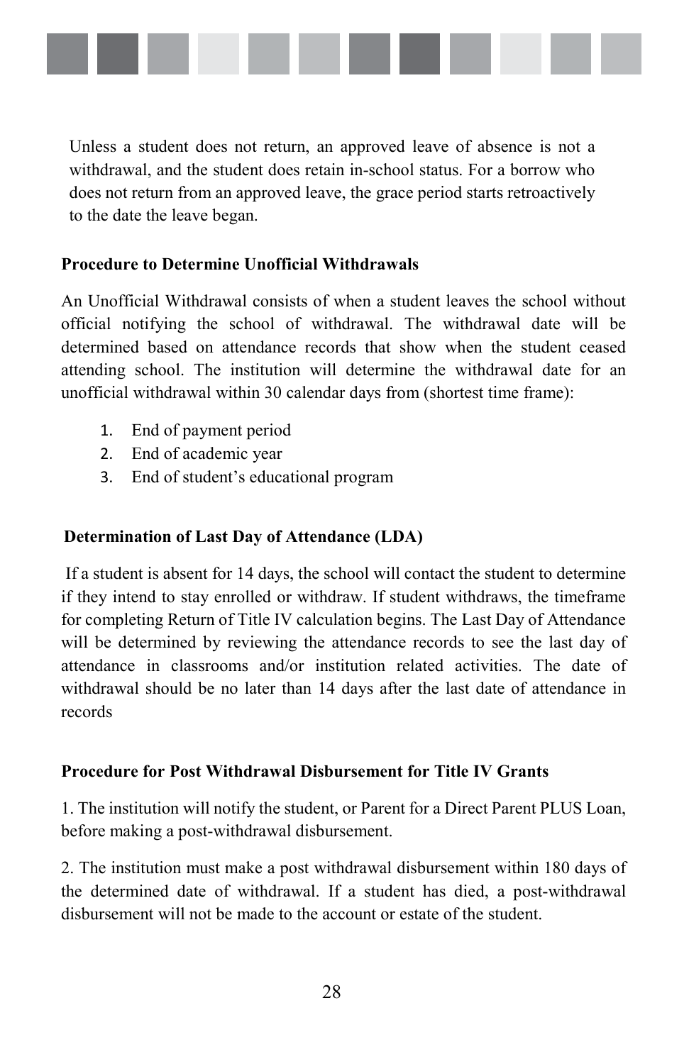Unless a student does not return, an approved leave of absence is not a withdrawal, and the student does retain in-school status. For a borrow who does not return from an approved leave, the grace period starts retroactively to the date the leave began.

**Procedure to Determine Unofficial Withdrawals**

An Unofficial Withdrawal consists of when a student leaves the school without official notifying the school of withdrawal. The withdrawal date will be determined based on attendance records that show when the student ceased attending school. The institution will determine the withdrawal date for an unofficial withdrawal within 30 calendar days from (shortest time frame):

1. End of payment period
2. End of academic year
3. End of student's educational program

**Determination of Last Day of Attendance (LDA)**

If a student is absent for 14 days, the school will contact the student to determine if they intend to stay enrolled or withdraw. If student withdraws, the timeframe for completing Return of Title IV calculation begins. The Last Day of Attendance will be determined by reviewing the attendance records to see the last day of attendance in classrooms and/or institution related activities. The date of withdrawal should be no later than 14 days after the last date of attendance in records

**Procedure for Post Withdrawal Disbursement for Title IV Grants**

1. The institution will notify the student, or Parent for a Direct Parent PLUS Loan, before making a post-withdrawal disbursement.

2. The institution must make a post withdrawal disbursement within 180 days of the determined date of withdrawal. If a student has died, a post-withdrawal disbursement will not be made to the account or estate of the student.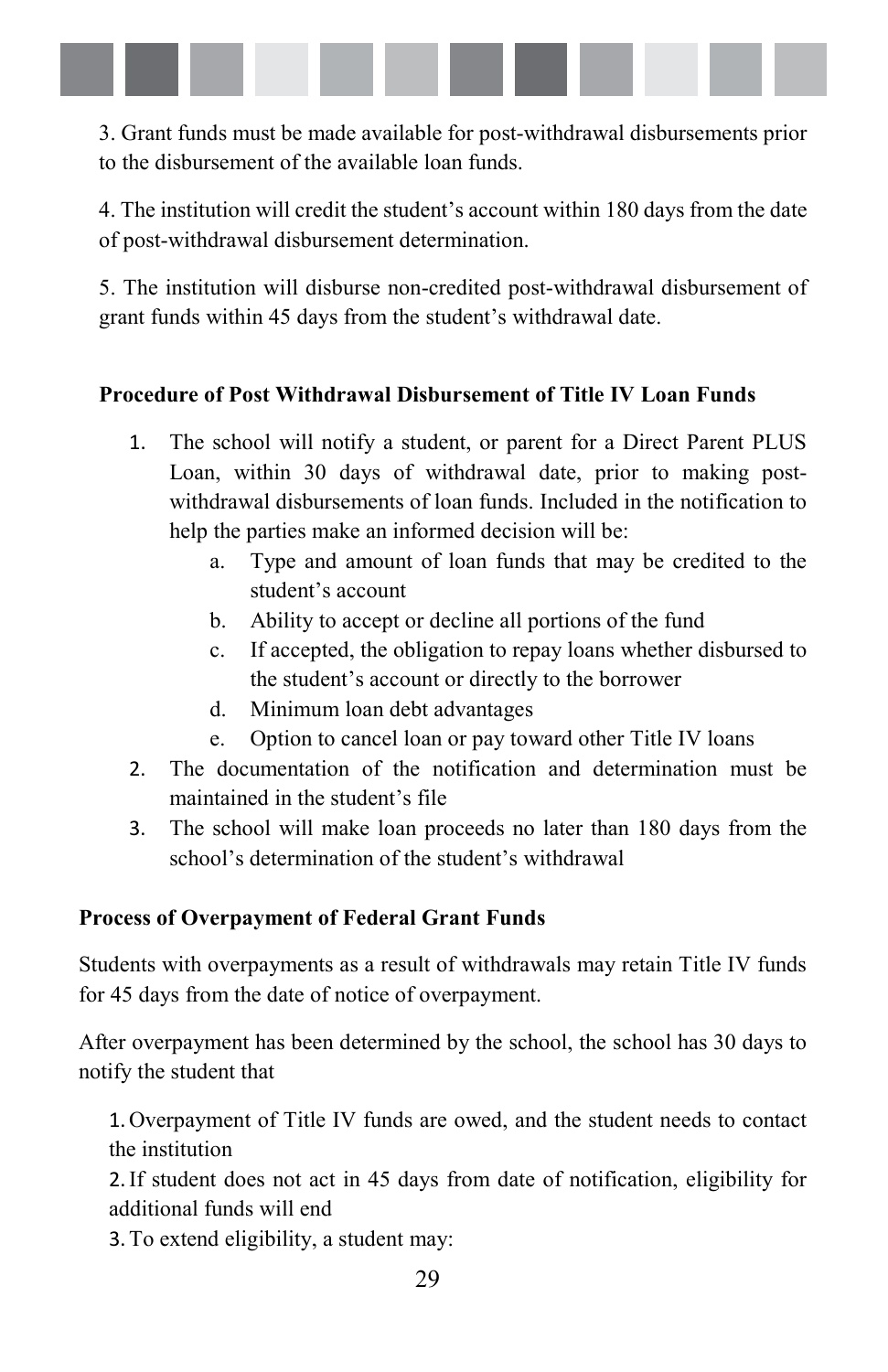3. Grant funds must be made available for post-withdrawal disbursements prior to the disbursement of the available loan funds.

4. The institution will credit the student's account within 180 days from the date of post-withdrawal disbursement determination.

5. The institution will disburse non-credited post-withdrawal disbursement of grant funds within 45 days from the student's withdrawal date.

**Procedure of Post Withdrawal Disbursement of Title IV Loan Funds**

1. The school will notify a student, or parent for a Direct Parent PLUS Loan, within 30 days of withdrawal date, prior to making post-withdrawal disbursements of loan funds. Included in the notification to help the parties make an informed decision will be:
    a. Type and amount of loan funds that may be credited to the student's account
    b. Ability to accept or decline all portions of the fund
    c. If accepted, the obligation to repay loans whether disbursed to the student's account or directly to the borrower
    d. Minimum loan debt advantages
    e. Option to cancel loan or pay toward other Title IV loans
2. The documentation of the notification and determination must be maintained in the student's file
3. The school will make loan proceeds no later than 180 days from the school's determination of the student's withdrawal

**Process of Overpayment of Federal Grant Funds**

Students with overpayments as a result of withdrawals may retain Title IV funds for 45 days from the date of notice of overpayment.

After overpayment has been determined by the school, the school has 30 days to notify the student that

1. Overpayment of Title IV funds are owed, and the student needs to contact the institution
2. If student does not act in 45 days from date of notification, eligibility for additional funds will end
3. To extend eligibility, a student may: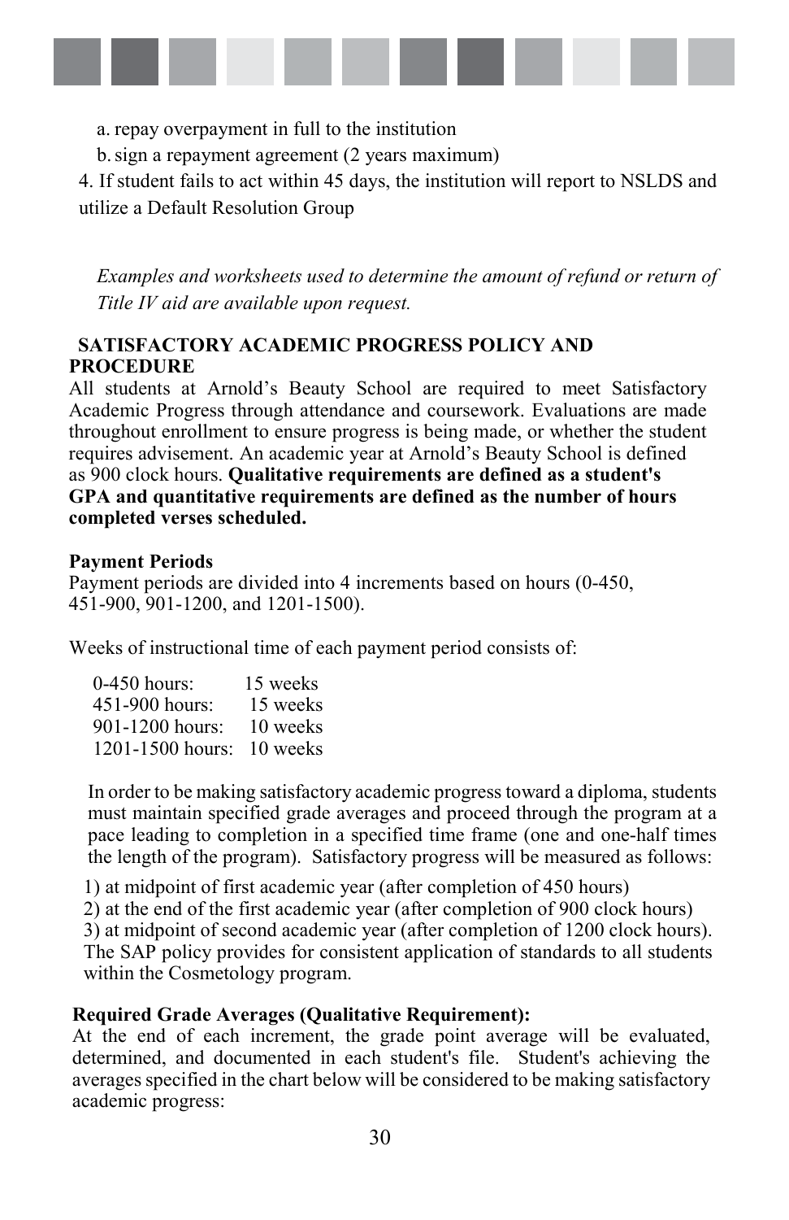a. repay overpayment in full to the institution

b. sign a repayment agreement (2 years maximum)

4. If student fails to act within 45 days, the institution will report to NSLDS and utilize a Default Resolution Group

*Examples and worksheets used to determine the amount of refund or return of Title IV aid are available upon request.*

## SATISFACTORY ACADEMIC PROGRESS POLICY AND PROCEDURE

All students at Arnold's Beauty School are required to meet Satisfactory Academic Progress through attendance and coursework. Evaluations are made throughout enrollment to ensure progress is being made, or whether the student requires advisement. An academic year at Arnold's Beauty School is defined as 900 clock hours. **Qualitative requirements are defined as a student's GPA and quantitative requirements are defined as the number of hours completed verses scheduled.**

**Payment Periods**

Payment periods are divided into 4 increments based on hours (0-450, 451-900, 901-1200, and 1201-1500).

Weeks of instructional time of each payment period consists of:

| | |
|---|---|
| 0-450 hours: | 15 weeks |
| 451-900 hours: | 15 weeks |
| 901-1200 hours: | 10 weeks |
| 1201-1500 hours: | 10 weeks |

In order to be making satisfactory academic progress toward a diploma, students must maintain specified grade averages and proceed through the program at a pace leading to completion in a specified time frame (one and one-half times the length of the program). Satisfactory progress will be measured as follows:

1) at midpoint of first academic year (after completion of 450 hours)
2) at the end of the first academic year (after completion of 900 clock hours)
3) at midpoint of second academic year (after completion of 1200 clock hours).

The SAP policy provides for consistent application of standards to all students within the Cosmetology program.

**Required Grade Averages (Qualitative Requirement):**

At the end of each increment, the grade point average will be evaluated, determined, and documented in each student's file. Student's achieving the averages specified in the chart below will be considered to be making satisfactory academic progress: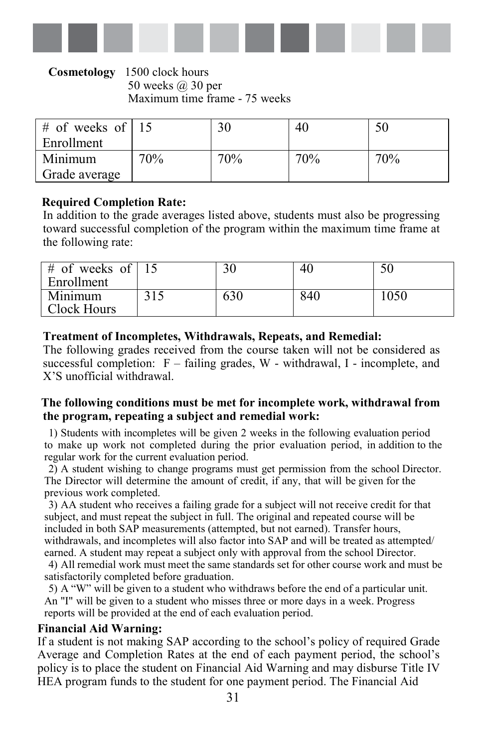**Cosmetology** 1500 clock hours
50 weeks @ 30 per
Maximum time frame - 75 weeks

| # of weeks of Enrollment | 15 | 30 | 40 | 50 |
|---|---|---|---|---|
| Minimum Grade average | 70% | 70% | 70% | 70% |

**Required Completion Rate:**
In addition to the grade averages listed above, students must also be progressing toward successful completion of the program within the maximum time frame at the following rate:

| # of weeks of Enrollment | 15 | 30 | 40 | 50 |
|---|---|---|---|---|
| Minimum Clock Hours | 315 | 630 | 840 | 1050 |

**Treatment of Incompletes, Withdrawals, Repeats, and Remedial:**
The following grades received from the course taken will not be considered as successful completion: F – failing grades, W - withdrawal, I - incomplete, and X'S unofficial withdrawal.

**The following conditions must be met for incomplete work, withdrawal from the program, repeating a subject and remedial work:**

1) Students with incompletes will be given 2 weeks in the following evaluation period to make up work not completed during the prior evaluation period, in addition to the regular work for the current evaluation period.

2) A student wishing to change programs must get permission from the school Director. The Director will determine the amount of credit, if any, that will be given for the previous work completed.

3) AA student who receives a failing grade for a subject will not receive credit for that subject, and must repeat the subject in full. The original and repeated course will be included in both SAP measurements (attempted, but not earned). Transfer hours, withdrawals, and incompletes will also factor into SAP and will be treated as attempted/earned. A student may repeat a subject only with approval from the school Director.

4) All remedial work must meet the same standards set for other course work and must be satisfactorily completed before graduation.

5) A "W" will be given to a student who withdraws before the end of a particular unit. An "I" will be given to a student who misses three or more days in a week. Progress reports will be provided at the end of each evaluation period.

**Financial Aid Warning:**
If a student is not making SAP according to the school's policy of required Grade Average and Completion Rates at the end of each payment period, the school's policy is to place the student on Financial Aid Warning and may disburse Title IV HEA program funds to the student for one payment period. The Financial Aid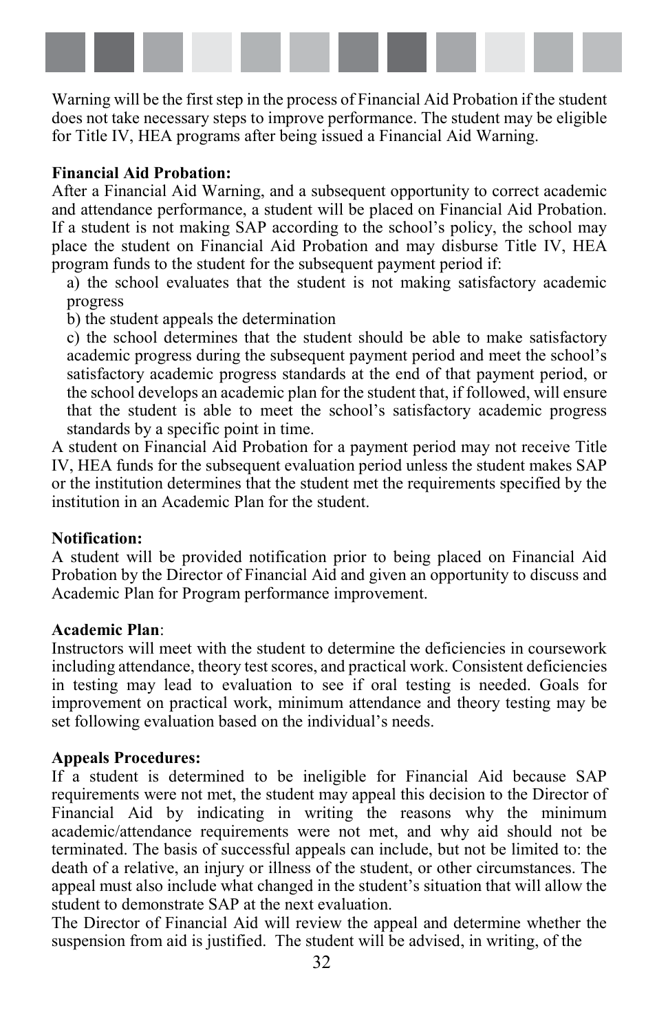Warning will be the first step in the process of Financial Aid Probation if the student does not take necessary steps to improve performance. The student may be eligible for Title IV, HEA programs after being issued a Financial Aid Warning.

**Financial Aid Probation:**
After a Financial Aid Warning, and a subsequent opportunity to correct academic and attendance performance, a student will be placed on Financial Aid Probation. If a student is not making SAP according to the school's policy, the school may place the student on Financial Aid Probation and may disburse Title IV, HEA program funds to the student for the subsequent payment period if:

a) the school evaluates that the student is not making satisfactory academic progress

b) the student appeals the determination

c) the school determines that the student should be able to make satisfactory academic progress during the subsequent payment period and meet the school's satisfactory academic progress standards at the end of that payment period, or the school develops an academic plan for the student that, if followed, will ensure that the student is able to meet the school's satisfactory academic progress standards by a specific point in time.

A student on Financial Aid Probation for a payment period may not receive Title IV, HEA funds for the subsequent evaluation period unless the student makes SAP or the institution determines that the student met the requirements specified by the institution in an Academic Plan for the student.

**Notification:**
A student will be provided notification prior to being placed on Financial Aid Probation by the Director of Financial Aid and given an opportunity to discuss and Academic Plan for Program performance improvement.

**Academic Plan**:
Instructors will meet with the student to determine the deficiencies in coursework including attendance, theory test scores, and practical work. Consistent deficiencies in testing may lead to evaluation to see if oral testing is needed. Goals for improvement on practical work, minimum attendance and theory testing may be set following evaluation based on the individual's needs.

**Appeals Procedures:**
If a student is determined to be ineligible for Financial Aid because SAP requirements were not met, the student may appeal this decision to the Director of Financial Aid by indicating in writing the reasons why the minimum academic/attendance requirements were not met, and why aid should not be terminated. The basis of successful appeals can include, but not be limited to: the death of a relative, an injury or illness of the student, or other circumstances. The appeal must also include what changed in the student's situation that will allow the student to demonstrate SAP at the next evaluation.

The Director of Financial Aid will review the appeal and determine whether the suspension from aid is justified. The student will be advised, in writing, of the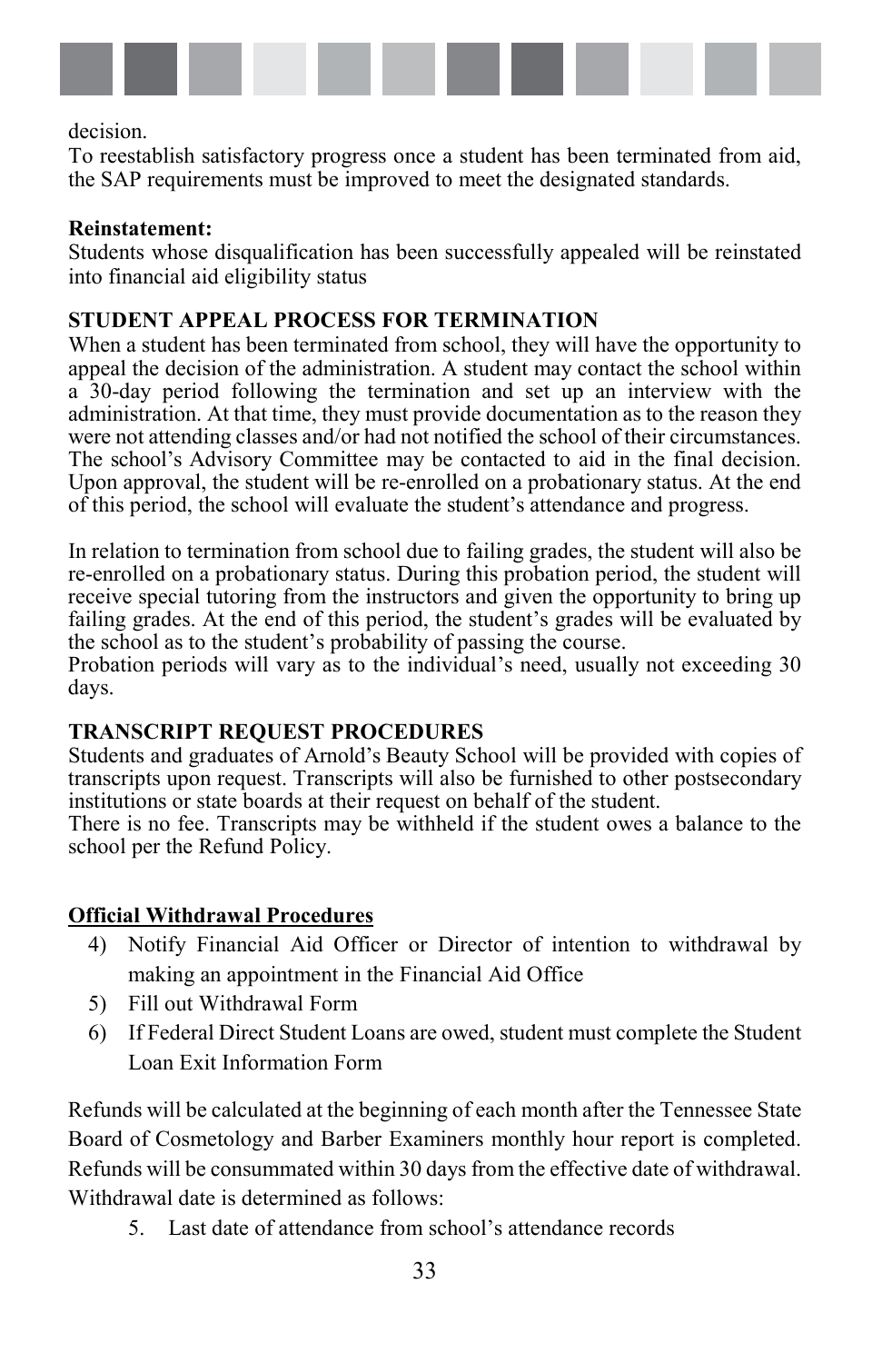decision.
To reestablish satisfactory progress once a student has been terminated from aid, the SAP requirements must be improved to meet the designated standards.

**Reinstatement:**
Students whose disqualification has been successfully appealed will be reinstated into financial aid eligibility status

**STUDENT APPEAL PROCESS FOR TERMINATION**
When a student has been terminated from school, they will have the opportunity to appeal the decision of the administration. A student may contact the school within a 30-day period following the termination and set up an interview with the administration. At that time, they must provide documentation as to the reason they were not attending classes and/or had not notified the school of their circumstances. The school's Advisory Committee may be contacted to aid in the final decision. Upon approval, the student will be re-enrolled on a probationary status. At the end of this period, the school will evaluate the student's attendance and progress.

In relation to termination from school due to failing grades, the student will also be re-enrolled on a probationary status. During this probation period, the student will receive special tutoring from the instructors and given the opportunity to bring up failing grades. At the end of this period, the student's grades will be evaluated by the school as to the student's probability of passing the course.
Probation periods will vary as to the individual's need, usually not exceeding 30 days.

**TRANSCRIPT REQUEST PROCEDURES**
Students and graduates of Arnold's Beauty School will be provided with copies of transcripts upon request. Transcripts will also be furnished to other postsecondary institutions or state boards at their request on behalf of the student.
There is no fee. Transcripts may be withheld if the student owes a balance to the school per the Refund Policy.

**Official Withdrawal Procedures**

4) Notify Financial Aid Officer or Director of intention to withdrawal by making an appointment in the Financial Aid Office
5) Fill out Withdrawal Form
6) If Federal Direct Student Loans are owed, student must complete the Student Loan Exit Information Form

Refunds will be calculated at the beginning of each month after the Tennessee State Board of Cosmetology and Barber Examiners monthly hour report is completed. Refunds will be consummated within 30 days from the effective date of withdrawal. Withdrawal date is determined as follows:

5. Last date of attendance from school's attendance records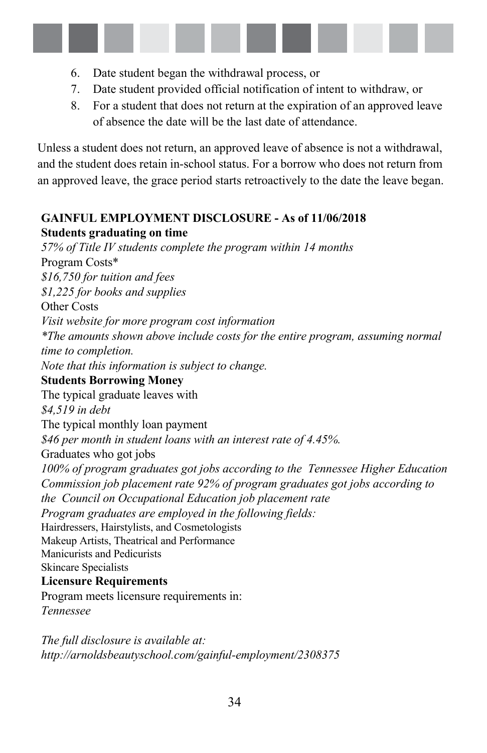6. Date student began the withdrawal process, or
7. Date student provided official notification of intent to withdraw, or
8. For a student that does not return at the expiration of an approved leave of absence the date will be the last date of attendance.

Unless a student does not return, an approved leave of absence is not a withdrawal, and the student does retain in-school status. For a borrow who does not return from an approved leave, the grace period starts retroactively to the date the leave began.

**GAINFUL EMPLOYMENT DISCLOSURE - As of 11/06/2018**

**Students graduating on time**

*57% of Title IV students complete the program within 14 months*

Program Costs*

*$16,750 for tuition and fees*

*$1,225 for books and supplies*

Other Costs

*Visit website for more program cost information*

**The amounts shown above include costs for the entire program, assuming normal time to completion.*

*Note that this information is subject to change.*

**Students Borrowing Money**

The typical graduate leaves with

*$4,519 in debt*

The typical monthly loan payment

*$46 per month in student loans with an interest rate of 4.45%.*

Graduates who got jobs

*100% of program graduates got jobs according to the Tennessee Higher Education Commission job placement rate 92% of program graduates got jobs according to the Council on Occupational Education job placement rate*

*Program graduates are employed in the following fields:*

Hairdressers, Hairstylists, and Cosmetologists

Makeup Artists, Theatrical and Performance

Manicurists and Pedicurists

Skincare Specialists

**Licensure Requirements**

Program meets licensure requirements in:

*Tennessee*

*The full disclosure is available at:*
*http://arnoldsbeautyschool.com/gainful-employment/2308375*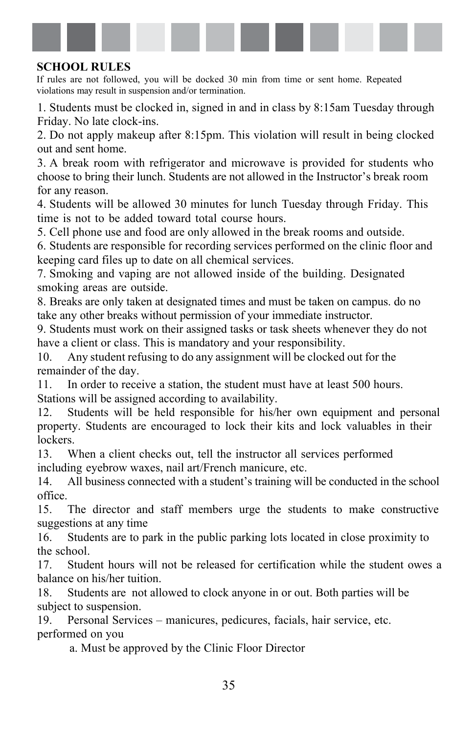## SCHOOL RULES

If rules are not followed, you will be docked 30 min from time or sent home. Repeated violations may result in suspension and/or termination.

1. Students must be clocked in, signed in and in class by 8:15am Tuesday through Friday. No late clock-ins.
2. Do not apply makeup after 8:15pm. This violation will result in being clocked out and sent home.
3. A break room with refrigerator and microwave is provided for students who choose to bring their lunch. Students are not allowed in the Instructor's break room for any reason.
4. Students will be allowed 30 minutes for lunch Tuesday through Friday. This time is not to be added toward total course hours.
5. Cell phone use and food are only allowed in the break rooms and outside.
6. Students are responsible for recording services performed on the clinic floor and keeping card files up to date on all chemical services.
7. Smoking and vaping are not allowed inside of the building. Designated smoking areas are outside.
8. Breaks are only taken at designated times and must be taken on campus. do no take any other breaks without permission of your immediate instructor.
9. Students must work on their assigned tasks or task sheets whenever they do not have a client or class. This is mandatory and your responsibility.
10. Any student refusing to do any assignment will be clocked out for the remainder of the day.
11. In order to receive a station, the student must have at least 500 hours. Stations will be assigned according to availability.
12. Students will be held responsible for his/her own equipment and personal property. Students are encouraged to lock their kits and lock valuables in their lockers.
13. When a client checks out, tell the instructor all services performed including eyebrow waxes, nail art/French manicure, etc.
14. All business connected with a student's training will be conducted in the school office.
15. The director and staff members urge the students to make constructive suggestions at any time
16. Students are to park in the public parking lots located in close proximity to the school.
17. Student hours will not be released for certification while the student owes a balance on his/her tuition.
18. Students are not allowed to clock anyone in or out. Both parties will be subject to suspension.
19. Personal Services – manicures, pedicures, facials, hair service, etc. performed on you
    a. Must be approved by the Clinic Floor Director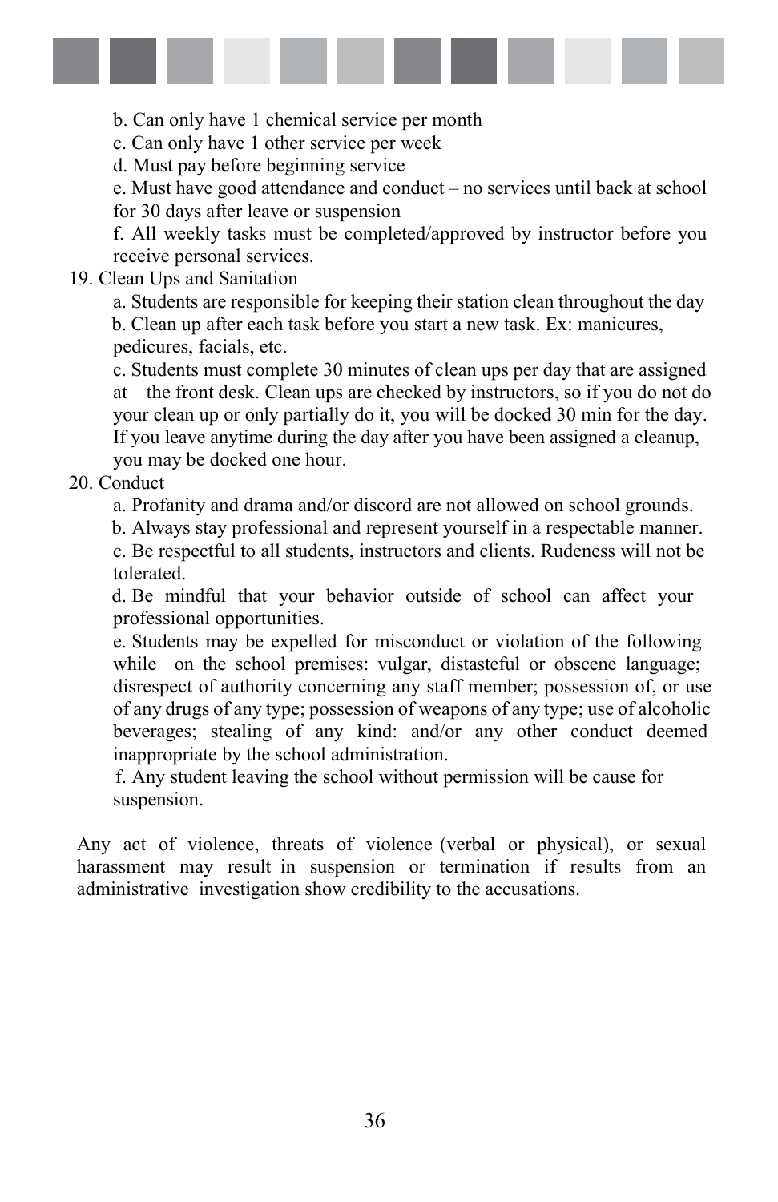b. Can only have 1 chemical service per month

c. Can only have 1 other service per week

d. Must pay before beginning service

e. Must have good attendance and conduct – no services until back at school for 30 days after leave or suspension

f. All weekly tasks must be completed/approved by instructor before you receive personal services.

19. Clean Ups and Sanitation

  a. Students are responsible for keeping their station clean throughout the day

  b. Clean up after each task before you start a new task. Ex: manicures, pedicures, facials, etc.

  c. Students must complete 30 minutes of clean ups per day that are assigned at the front desk. Clean ups are checked by instructors, so if you do not do your clean up or only partially do it, you will be docked 30 min for the day. If you leave anytime during the day after you have been assigned a cleanup, you may be docked one hour.

20. Conduct

  a. Profanity and drama and/or discord are not allowed on school grounds.

  b. Always stay professional and represent yourself in a respectable manner.

  c. Be respectful to all students, instructors and clients. Rudeness will not be tolerated.

  d. Be mindful that your behavior outside of school can affect your professional opportunities.

  e. Students may be expelled for misconduct or violation of the following while on the school premises: vulgar, distasteful or obscene language; disrespect of authority concerning any staff member; possession of, or use of any drugs of any type; possession of weapons of any type; use of alcoholic beverages; stealing of any kind: and/or any other conduct deemed inappropriate by the school administration.

  f. Any student leaving the school without permission will be cause for suspension.

Any act of violence, threats of violence (verbal or physical), or sexual harassment may result in suspension or termination if results from an administrative investigation show credibility to the accusations.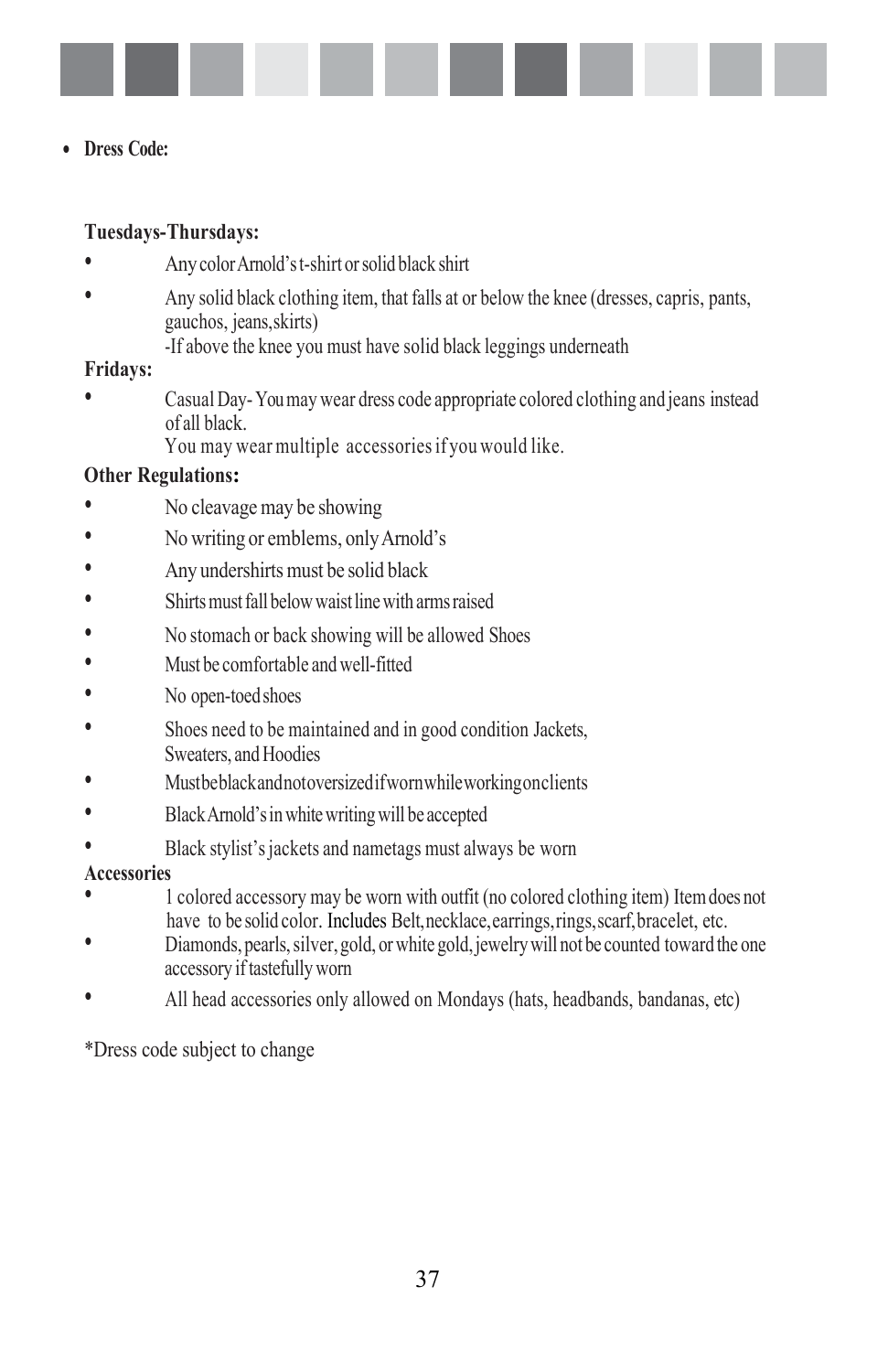- **Dress Code:**

**Tuesdays-Thursdays:**

- Any color Arnold's t-shirt or solid black shirt
- Any solid black clothing item, that falls at or below the knee (dresses, capris, pants, gauchos, jeans,skirts)
  -If above the knee you must have solid black leggings underneath

**Fridays:**

- Casual Day- You may wear dress code appropriate colored clothing and jeans instead of all black.
  You may wear multiple accessories if you would like.

**Other Regulations:**

- No cleavage may be showing
- No writing or emblems, only Arnold's
- Any undershirts must be solid black
- Shirts must fall below waist line with arms raised
- No stomach or back showing will be allowed Shoes
- Must be comfortable and well-fitted
- No open-toed shoes
- Shoes need to be maintained and in good condition Jackets, Sweaters, and Hoodies
- Must be black and not oversized if worn while working on clients
- Black Arnold's in white writing will be accepted
- Black stylist's jackets and nametags must always be worn

**Accessories**

- 1 colored accessory may be worn with outfit (no colored clothing item) Item does not have to be solid color. Includes Belt, necklace, earrings, rings, scarf, bracelet, etc.
- Diamonds, pearls, silver, gold, or white gold, jewelry will not be counted toward the one accessory if tastefully worn
- All head accessories only allowed on Mondays (hats, headbands, bandanas, etc)

*Dress code subject to change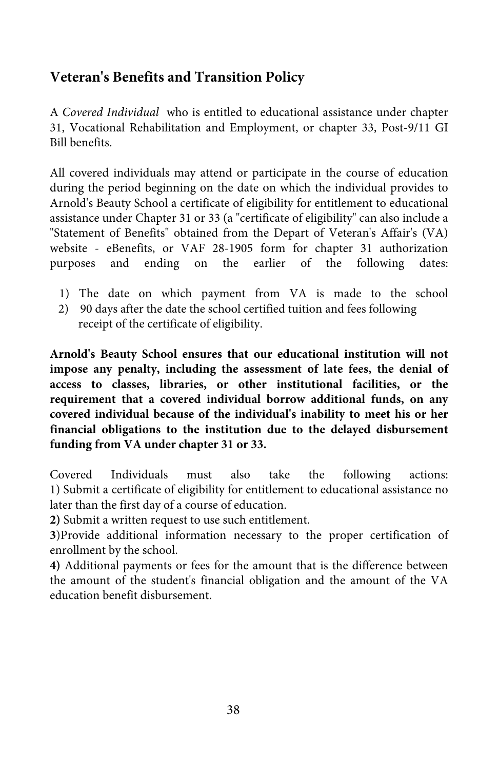## Veteran's Benefits and Transition Policy

A *Covered Individual* who is entitled to educational assistance under chapter 31, Vocational Rehabilitation and Employment, or chapter 33, Post-9/11 GI Bill benefits.

All covered individuals may attend or participate in the course of education during the period beginning on the date on which the individual provides to Arnold's Beauty School a certificate of eligibility for entitlement to educational assistance under Chapter 31 or 33 (a "certificate of eligibility" can also include a "Statement of Benefits" obtained from the Depart of Veteran's Affair's (VA) website - eBenefits, or VAF 28-1905 form for chapter 31 authorization purposes and ending on the earlier of the following dates:

1) The date on which payment from VA is made to the school
2) 90 days after the date the school certified tuition and fees following receipt of the certificate of eligibility.

**Arnold's Beauty School ensures that our educational institution will not impose any penalty, including the assessment of late fees, the denial of access to classes, libraries, or other institutional facilities, or the requirement that a covered individual borrow additional funds, on any covered individual because of the individual's inability to meet his or her financial obligations to the institution due to the delayed disbursement funding from VA under chapter 31 or 33.**

Covered Individuals must also take the following actions:
1) Submit a certificate of eligibility for entitlement to educational assistance no later than the first day of a course of education.
**2)** Submit a written request to use such entitlement.
**3)**Provide additional information necessary to the proper certification of enrollment by the school.
**4)** Additional payments or fees for the amount that is the difference between the amount of the student's financial obligation and the amount of the VA education benefit disbursement.